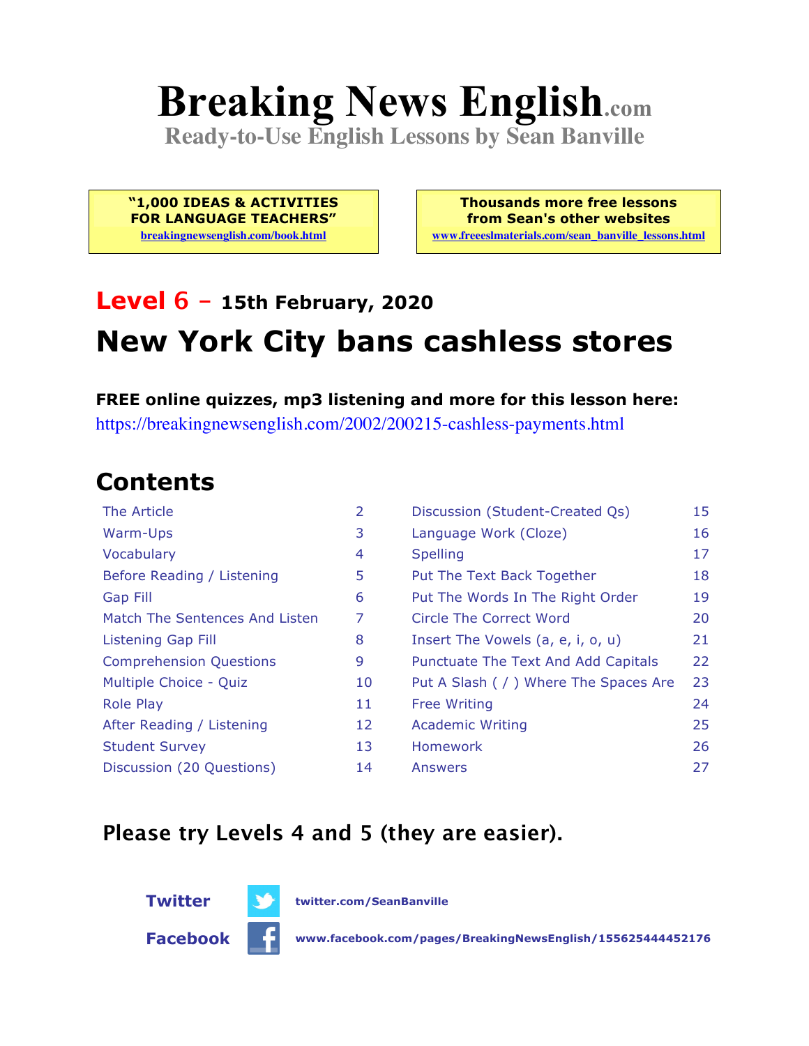# Breaking News English.com

**Ready-to-Use English Lessons by Sean Banville**

**"1,000 IDEAS & ACTIVITIES FOR LANGUAGE TEACHERS"**
breakingnewsenglish.com/book.html

**Thousands more free lessons from Sean's other websites**
www.freeeslmaterials.com/sean_banville_lessons.html

## Level 6 – 15th February, 2020

# New York City bans cashless stores

**FREE online quizzes, mp3 listening and more for this lesson here:**
https://breakingnewsenglish.com/2002/200215-cashless-payments.html

## Contents

| | | | |
|---|---|---|---|
| The Article | 2 | Discussion (Student-Created Qs) | 15 |
| Warm-Ups | 3 | Language Work (Cloze) | 16 |
| Vocabulary | 4 | Spelling | 17 |
| Before Reading / Listening | 5 | Put The Text Back Together | 18 |
| Gap Fill | 6 | Put The Words In The Right Order | 19 |
| Match The Sentences And Listen | 7 | Circle The Correct Word | 20 |
| Listening Gap Fill | 8 | Insert The Vowels (a, e, i, o, u) | 21 |
| Comprehension Questions | 9 | Punctuate The Text And Add Capitals | 22 |
| Multiple Choice - Quiz | 10 | Put A Slash ( / ) Where The Spaces Are | 23 |
| Role Play | 11 | Free Writing | 24 |
| After Reading / Listening | 12 | Academic Writing | 25 |
| Student Survey | 13 | Homework | 26 |
| Discussion (20 Questions) | 14 | Answers | 27 |

**Please try Levels 4 and 5 (they are easier).**

**Twitter** twitter.com/SeanBanville

**Facebook** www.facebook.com/pages/BreakingNewsEnglish/155625444452176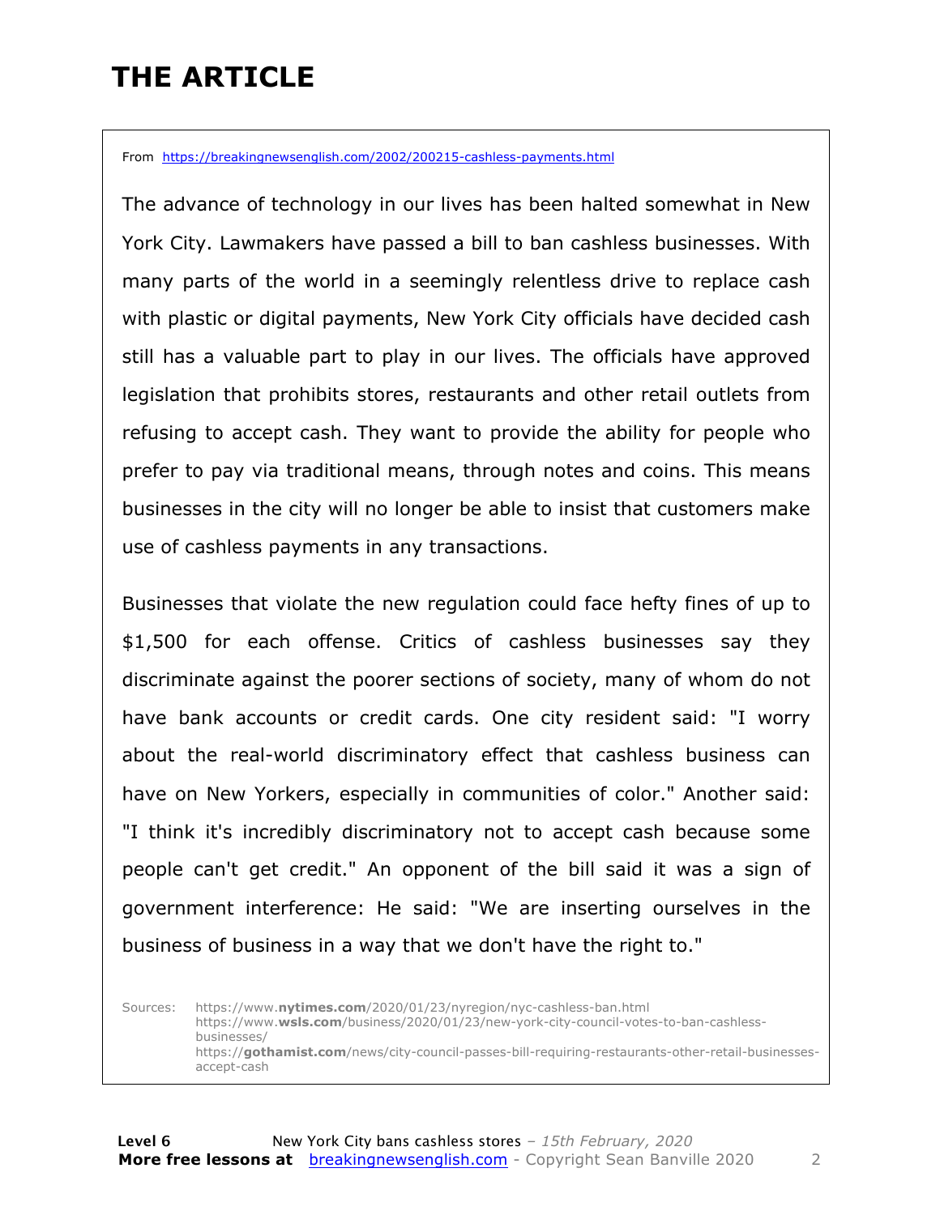# THE ARTICLE

From https://breakingnewsenglish.com/2002/200215-cashless-payments.html

The advance of technology in our lives has been halted somewhat in New York City. Lawmakers have passed a bill to ban cashless businesses. With many parts of the world in a seemingly relentless drive to replace cash with plastic or digital payments, New York City officials have decided cash still has a valuable part to play in our lives. The officials have approved legislation that prohibits stores, restaurants and other retail outlets from refusing to accept cash. They want to provide the ability for people who prefer to pay via traditional means, through notes and coins. This means businesses in the city will no longer be able to insist that customers make use of cashless payments in any transactions.

Businesses that violate the new regulation could face hefty fines of up to $1,500 for each offense. Critics of cashless businesses say they discriminate against the poorer sections of society, many of whom do not have bank accounts or credit cards. One city resident said: "I worry about the real-world discriminatory effect that cashless business can have on New Yorkers, especially in communities of color." Another said: "I think it's incredibly discriminatory not to accept cash because some people can't get credit." An opponent of the bill said it was a sign of government interference: He said: "We are inserting ourselves in the business of business in a way that we don't have the right to."

Sources:
https://www.nytimes.com/2020/01/23/nyregion/nyc-cashless-ban.html
https://www.wsls.com/business/2020/01/23/new-york-city-council-votes-to-ban-cashless-businesses/
https://gothamist.com/news/city-council-passes-bill-requiring-restaurants-other-retail-businesses-accept-cash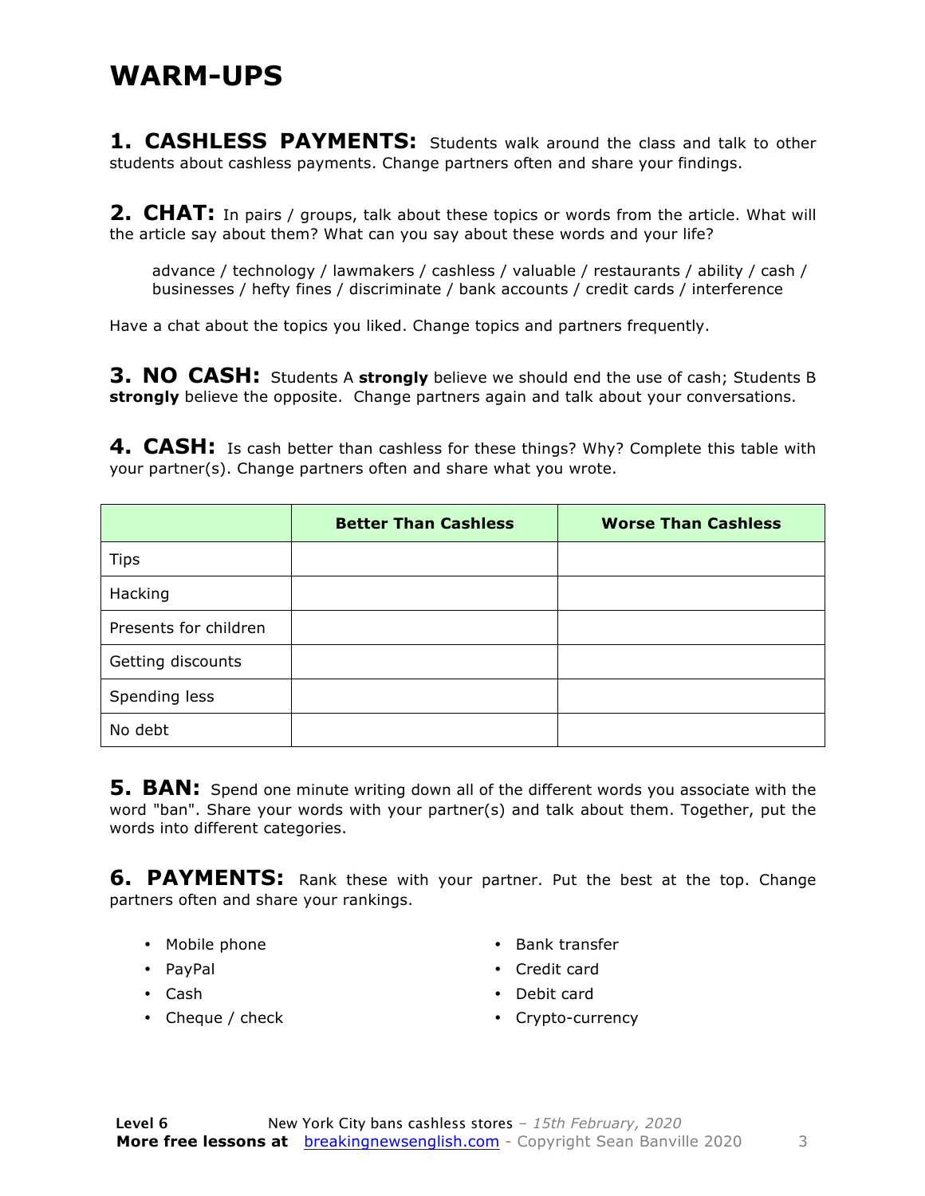# WARM-UPS

**1. CASHLESS PAYMENTS:** Students walk around the class and talk to other students about cashless payments. Change partners often and share your findings.

**2. CHAT:** In pairs / groups, talk about these topics or words from the article. What will the article say about them? What can you say about these words and your life?

> advance / technology / lawmakers / cashless / valuable / restaurants / ability / cash / businesses / hefty fines / discriminate / bank accounts / credit cards / interference

Have a chat about the topics you liked. Change topics and partners frequently.

**3. NO CASH:** Students A **strongly** believe we should end the use of cash; Students B **strongly** believe the opposite. Change partners again and talk about your conversations.

**4. CASH:** Is cash better than cashless for these things? Why? Complete this table with your partner(s). Change partners often and share what you wrote.

| | Better Than Cashless | Worse Than Cashless |
|---|---|---|
| Tips | | |
| Hacking | | |
| Presents for children | | |
| Getting discounts | | |
| Spending less | | |
| No debt | | |

**5. BAN:** Spend one minute writing down all of the different words you associate with the word "ban". Share your words with your partner(s) and talk about them. Together, put the words into different categories.

**6. PAYMENTS:** Rank these with your partner. Put the best at the top. Change partners often and share your rankings.

- Mobile phone
- PayPal
- Cash
- Cheque / check
- Bank transfer
- Credit card
- Debit card
- Crypto-currency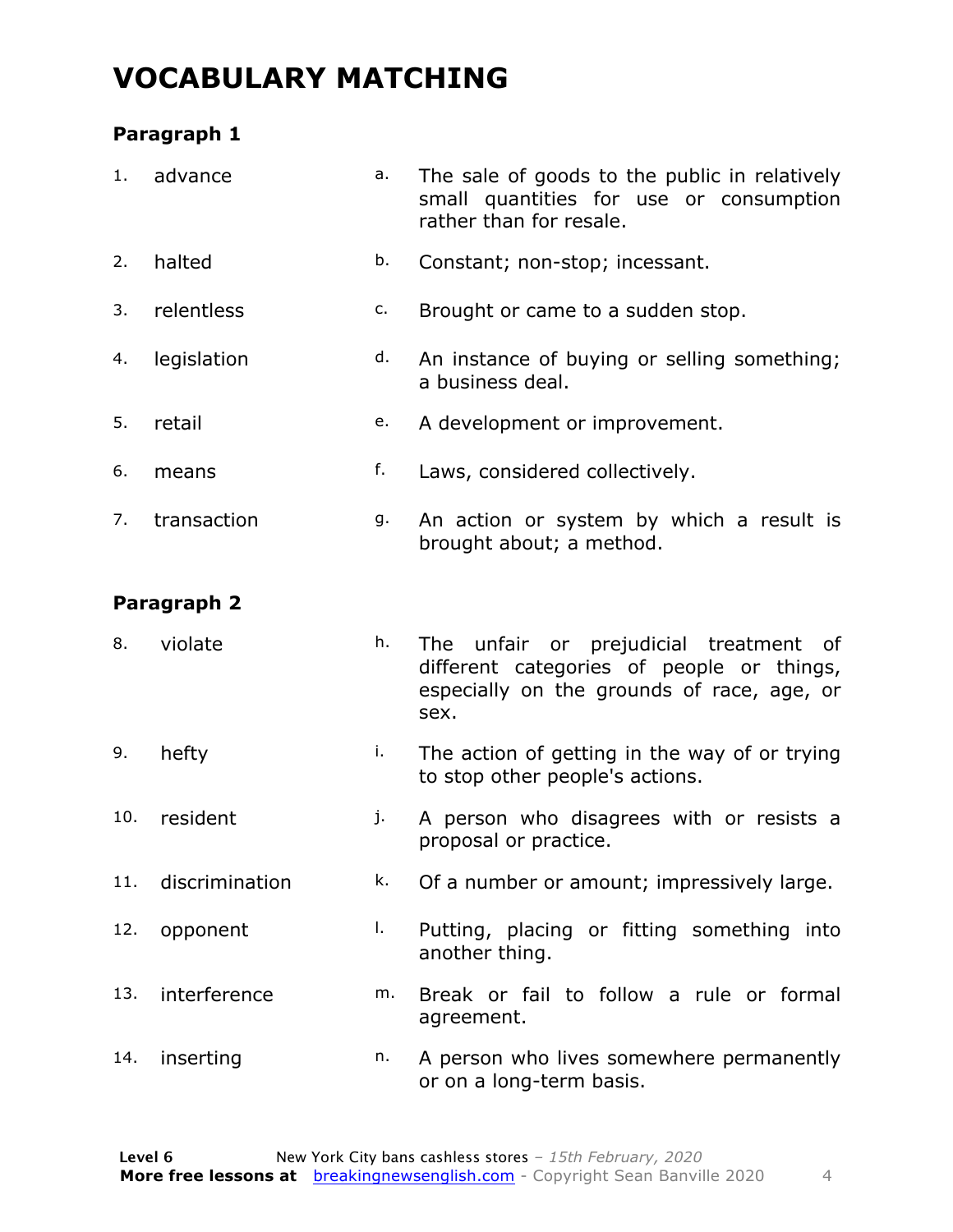# VOCABULARY MATCHING

### Paragraph 1

| | | | |
|---|---|---|---|
| 1. | advance | a. | The sale of goods to the public in relatively small quantities for use or consumption rather than for resale. |
| 2. | halted | b. | Constant; non-stop; incessant. |
| 3. | relentless | c. | Brought or came to a sudden stop. |
| 4. | legislation | d. | An instance of buying or selling something; a business deal. |
| 5. | retail | e. | A development or improvement. |
| 6. | means | f. | Laws, considered collectively. |
| 7. | transaction | g. | An action or system by which a result is brought about; a method. |

### Paragraph 2

| | | | |
|---|---|---|---|
| 8. | violate | h. | The unfair or prejudicial treatment of different categories of people or things, especially on the grounds of race, age, or sex. |
| 9. | hefty | i. | The action of getting in the way of or trying to stop other people's actions. |
| 10. | resident | j. | A person who disagrees with or resists a proposal or practice. |
| 11. | discrimination | k. | Of a number or amount; impressively large. |
| 12. | opponent | l. | Putting, placing or fitting something into another thing. |
| 13. | interference | m. | Break or fail to follow a rule or formal agreement. |
| 14. | inserting | n. | A person who lives somewhere permanently or on a long-term basis. |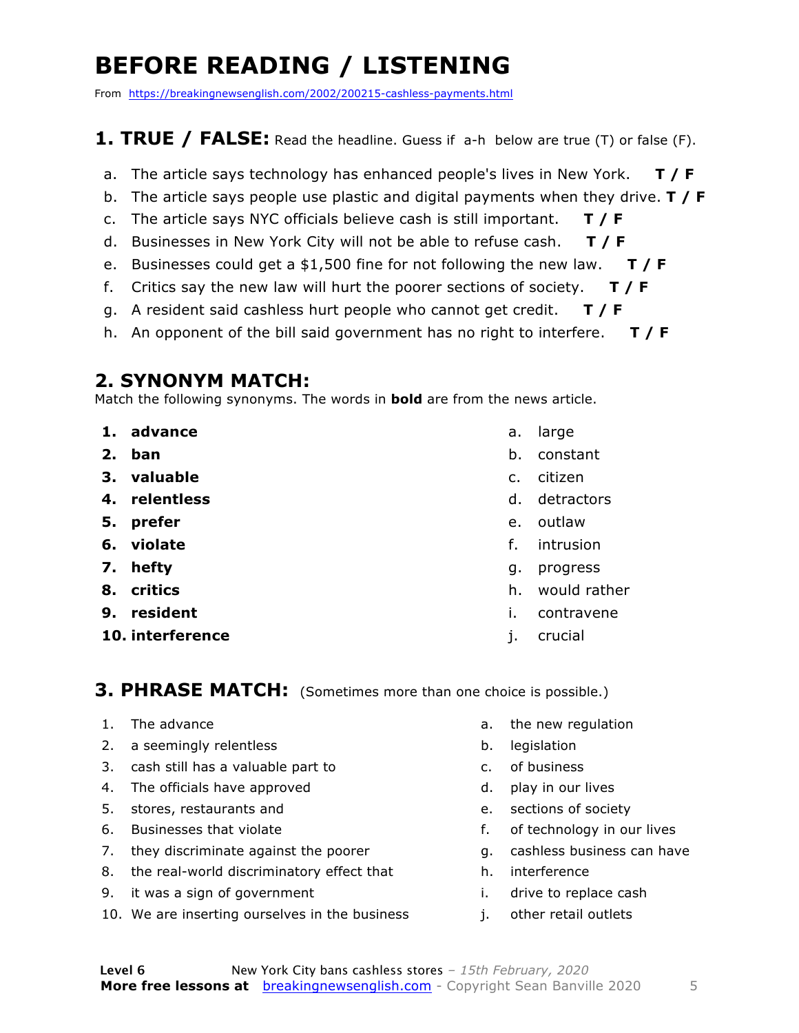# BEFORE READING / LISTENING

From https://breakingnewsenglish.com/2002/200215-cashless-payments.html

## 1. TRUE / FALSE: Read the headline. Guess if a-h below are true (T) or false (F).

a. The article says technology has enhanced people's lives in New York. **T / F**
b. The article says people use plastic and digital payments when they drive. **T / F**
c. The article says NYC officials believe cash is still important. **T / F**
d. Businesses in New York City will not be able to refuse cash. **T / F**
e. Businesses could get a $1,500 fine for not following the new law. **T / F**
f. Critics say the new law will hurt the poorer sections of society. **T / F**
g. A resident said cashless hurt people who cannot get credit. **T / F**
h. An opponent of the bill said government has no right to interfere. **T / F**

## 2. SYNONYM MATCH:

Match the following synonyms. The words in **bold** are from the news article.

1. **advance**
2. **ban**
3. **valuable**
4. **relentless**
5. **prefer**
6. **violate**
7. **hefty**
8. **critics**
9. **resident**
10. **interference**

a. large
b. constant
c. citizen
d. detractors
e. outlaw
f. intrusion
g. progress
h. would rather
i. contravene
j. crucial

## 3. PHRASE MATCH: (Sometimes more than one choice is possible.)

1. The advance
2. a seemingly relentless
3. cash still has a valuable part to
4. The officials have approved
5. stores, restaurants and
6. Businesses that violate
7. they discriminate against the poorer
8. the real-world discriminatory effect that
9. it was a sign of government
10. We are inserting ourselves in the business

a. the new regulation
b. legislation
c. of business
d. play in our lives
e. sections of society
f. of technology in our lives
g. cashless business can have
h. interference
i. drive to replace cash
j. other retail outlets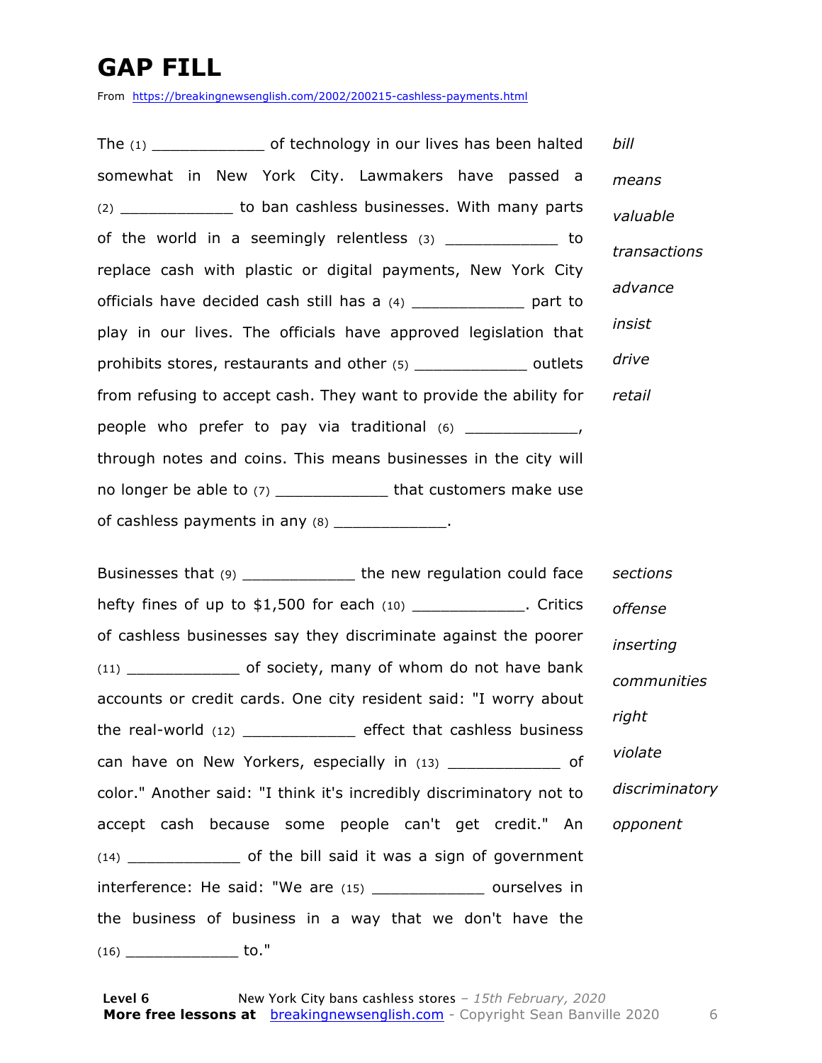# GAP FILL

From https://breakingnewsenglish.com/2002/200215-cashless-payments.html

The (1) ____________ of technology in our lives has been halted somewhat in New York City. Lawmakers have passed a (2) ____________ to ban cashless businesses. With many parts of the world in a seemingly relentless (3) ____________ to replace cash with plastic or digital payments, New York City officials have decided cash still has a (4) ____________ part to play in our lives. The officials have approved legislation that prohibits stores, restaurants and other (5) ____________ outlets from refusing to accept cash. They want to provide the ability for people who prefer to pay via traditional (6) ____________, through notes and coins. This means businesses in the city will no longer be able to (7) ____________ that customers make use of cashless payments in any (8) ____________.

*bill*

*means*

*valuable*

*transactions*

*advance*

*insist*

*drive*

*retail*

Businesses that (9) ____________ the new regulation could face hefty fines of up to $1,500 for each (10) ____________. Critics of cashless businesses say they discriminate against the poorer (11) ____________ of society, many of whom do not have bank accounts or credit cards. One city resident said: "I worry about the real-world (12) ____________ effect that cashless business can have on New Yorkers, especially in (13) ____________ of color." Another said: "I think it's incredibly discriminatory not to accept cash because some people can't get credit." An (14) ____________ of the bill said it was a sign of government interference: He said: "We are (15) ____________ ourselves in the business of business in a way that we don't have the (16) ____________ to."

*sections*

*offense*

*inserting*

*communities*

*right*

*violate*

*discriminatory*

*opponent*

**Level 6** New York City bans cashless stores – *15th February, 2020*

**More free lessons at** breakingnewsenglish.com - Copyright Sean Banville 2020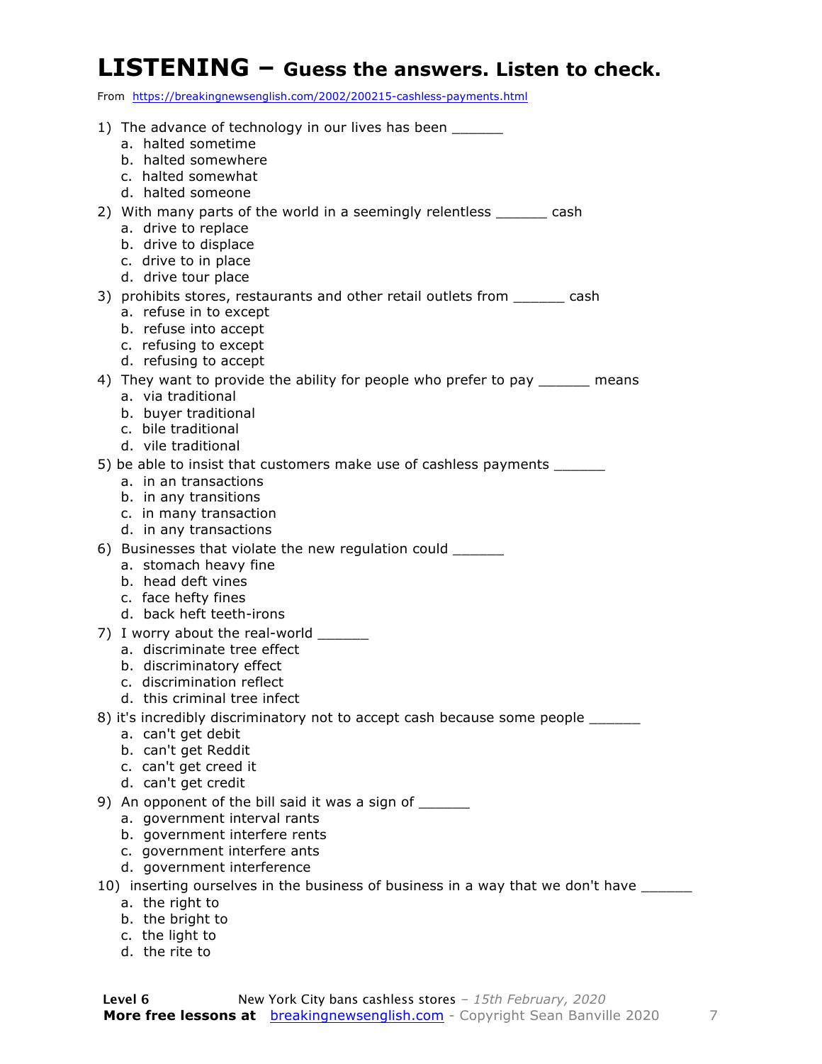# LISTENING – Guess the answers. Listen to check.

From https://breakingnewsenglish.com/2002/200215-cashless-payments.html

1) The advance of technology in our lives has been ______
   a. halted sometime
   b. halted somewhere
   c. halted somewhat
   d. halted someone

2) With many parts of the world in a seemingly relentless ______ cash
   a. drive to replace
   b. drive to displace
   c. drive to in place
   d. drive tour place

3) prohibits stores, restaurants and other retail outlets from ______ cash
   a. refuse in to except
   b. refuse into accept
   c. refusing to except
   d. refusing to accept

4) They want to provide the ability for people who prefer to pay ______ means
   a. via traditional
   b. buyer traditional
   c. bile traditional
   d. vile traditional

5) be able to insist that customers make use of cashless payments ______
   a. in an transactions
   b. in any transitions
   c. in many transaction
   d. in any transactions

6) Businesses that violate the new regulation could ______
   a. stomach heavy fine
   b. head deft vines
   c. face hefty fines
   d. back heft teeth-irons

7) I worry about the real-world ______
   a. discriminate tree effect
   b. discriminatory effect
   c. discrimination reflect
   d. this criminal tree infect

8) it's incredibly discriminatory not to accept cash because some people ______
   a. can't get debit
   b. can't get Reddit
   c. can't get creed it
   d. can't get credit

9) An opponent of the bill said it was a sign of ______
   a. government interval rants
   b. government interfere rents
   c. government interfere ants
   d. government interference

10) inserting ourselves in the business of business in a way that we don't have ______
   a. the right to
   b. the bright to
   c. the light to
   d. the rite to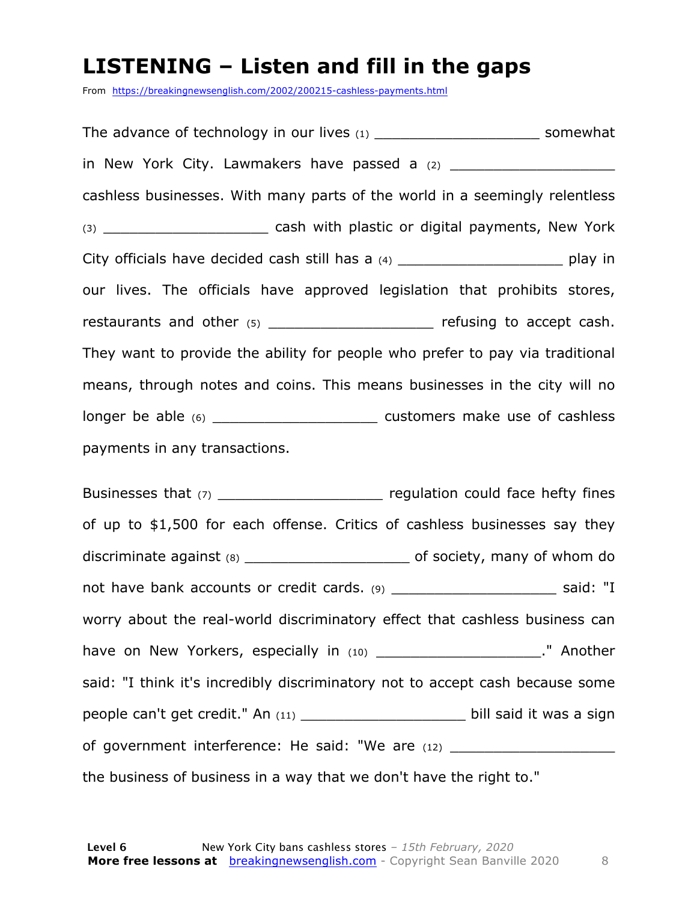# LISTENING – Listen and fill in the gaps

From https://breakingnewsenglish.com/2002/200215-cashless-payments.html

The advance of technology in our lives (1) ___________________ somewhat in New York City. Lawmakers have passed a (2) ___________________ cashless businesses. With many parts of the world in a seemingly relentless (3) ___________________ cash with plastic or digital payments, New York City officials have decided cash still has a (4) ___________________ play in our lives. The officials have approved legislation that prohibits stores, restaurants and other (5) ___________________ refusing to accept cash. They want to provide the ability for people who prefer to pay via traditional means, through notes and coins. This means businesses in the city will no longer be able (6) ___________________ customers make use of cashless payments in any transactions.

Businesses that (7) ___________________ regulation could face hefty fines of up to $1,500 for each offense. Critics of cashless businesses say they discriminate against (8) ___________________ of society, many of whom do not have bank accounts or credit cards. (9) ___________________ said: "I worry about the real-world discriminatory effect that cashless business can have on New Yorkers, especially in (10) ___________________." Another said: "I think it's incredibly discriminatory not to accept cash because some people can't get credit." An (11) ___________________ bill said it was a sign of government interference: He said: "We are (12) ___________________ the business of business in a way that we don't have the right to."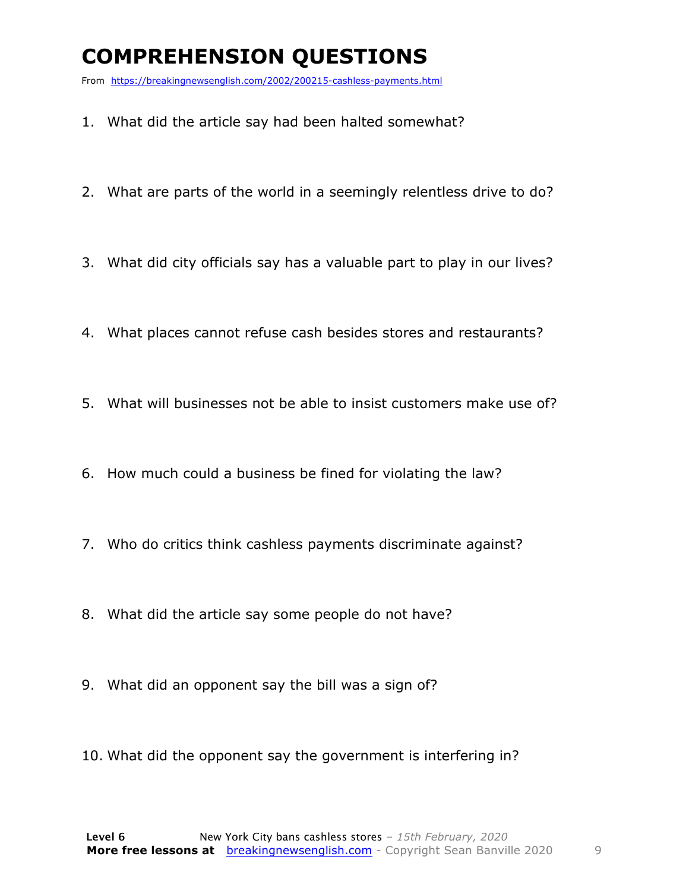# COMPREHENSION QUESTIONS

From https://breakingnewsenglish.com/2002/200215-cashless-payments.html

1. What did the article say had been halted somewhat?
2. What are parts of the world in a seemingly relentless drive to do?
3. What did city officials say has a valuable part to play in our lives?
4. What places cannot refuse cash besides stores and restaurants?
5. What will businesses not be able to insist customers make use of?
6. How much could a business be fined for violating the law?
7. Who do critics think cashless payments discriminate against?
8. What did the article say some people do not have?
9. What did an opponent say the bill was a sign of?
10. What did the opponent say the government is interfering in?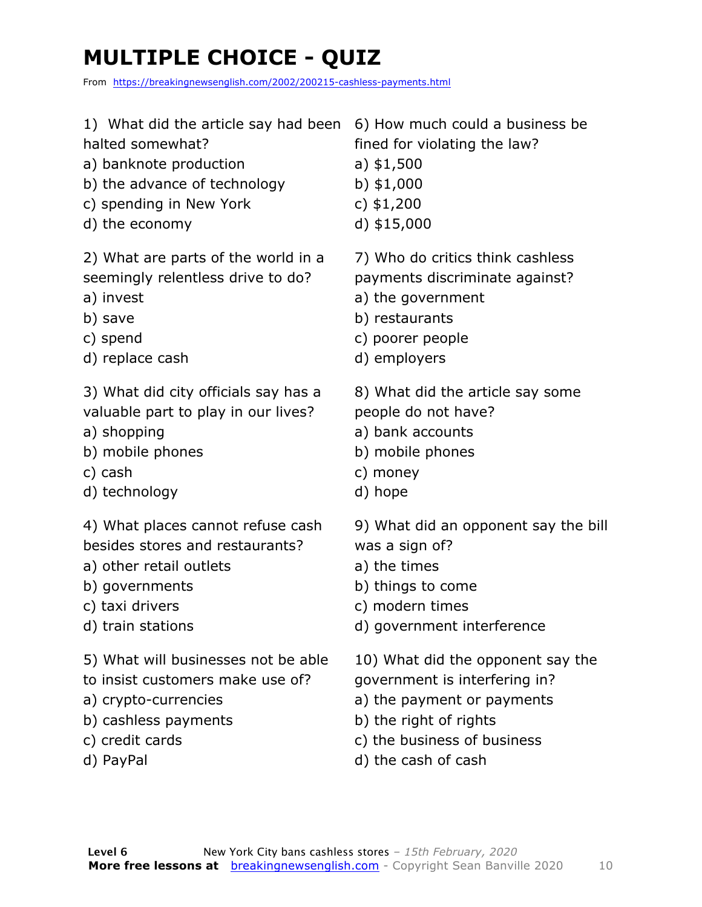# MULTIPLE CHOICE - QUIZ

From https://breakingnewsenglish.com/2002/200215-cashless-payments.html

1) What did the article say had been halted somewhat?
a) banknote production
b) the advance of technology
c) spending in New York
d) the economy

2) What are parts of the world in a seemingly relentless drive to do?
a) invest
b) save
c) spend
d) replace cash

3) What did city officials say has a valuable part to play in our lives?
a) shopping
b) mobile phones
c) cash
d) technology

4) What places cannot refuse cash besides stores and restaurants?
a) other retail outlets
b) governments
c) taxi drivers
d) train stations

5) What will businesses not be able to insist customers make use of?
a) crypto-currencies
b) cashless payments
c) credit cards
d) PayPal

6) How much could a business be fined for violating the law?
a) $1,500
b) $1,000
c) $1,200
d) $15,000

7) Who do critics think cashless payments discriminate against?
a) the government
b) restaurants
c) poorer people
d) employers

8) What did the article say some people do not have?
a) bank accounts
b) mobile phones
c) money
d) hope

9) What did an opponent say the bill was a sign of?
a) the times
b) things to come
c) modern times
d) government interference

10) What did the opponent say the government is interfering in?
a) the payment or payments
b) the right of rights
c) the business of business
d) the cash of cash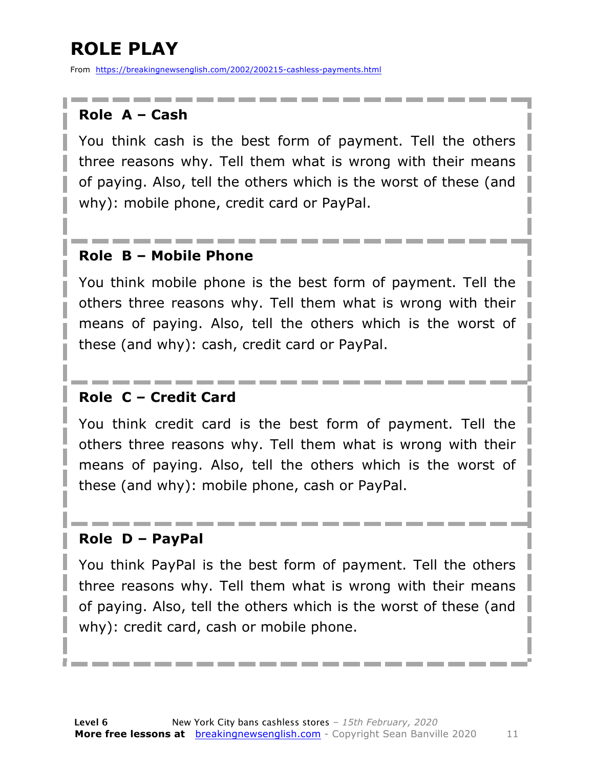# ROLE PLAY

From https://breakingnewsenglish.com/2002/200215-cashless-payments.html

### Role A – Cash

You think cash is the best form of payment. Tell the others three reasons why. Tell them what is wrong with their means of paying. Also, tell the others which is the worst of these (and why): mobile phone, credit card or PayPal.

### Role B – Mobile Phone

You think mobile phone is the best form of payment. Tell the others three reasons why. Tell them what is wrong with their means of paying. Also, tell the others which is the worst of these (and why): cash, credit card or PayPal.

### Role C – Credit Card

You think credit card is the best form of payment. Tell the others three reasons why. Tell them what is wrong with their means of paying. Also, tell the others which is the worst of these (and why): mobile phone, cash or PayPal.

### Role D – PayPal

You think PayPal is the best form of payment. Tell the others three reasons why. Tell them what is wrong with their means of paying. Also, tell the others which is the worst of these (and why): credit card, cash or mobile phone.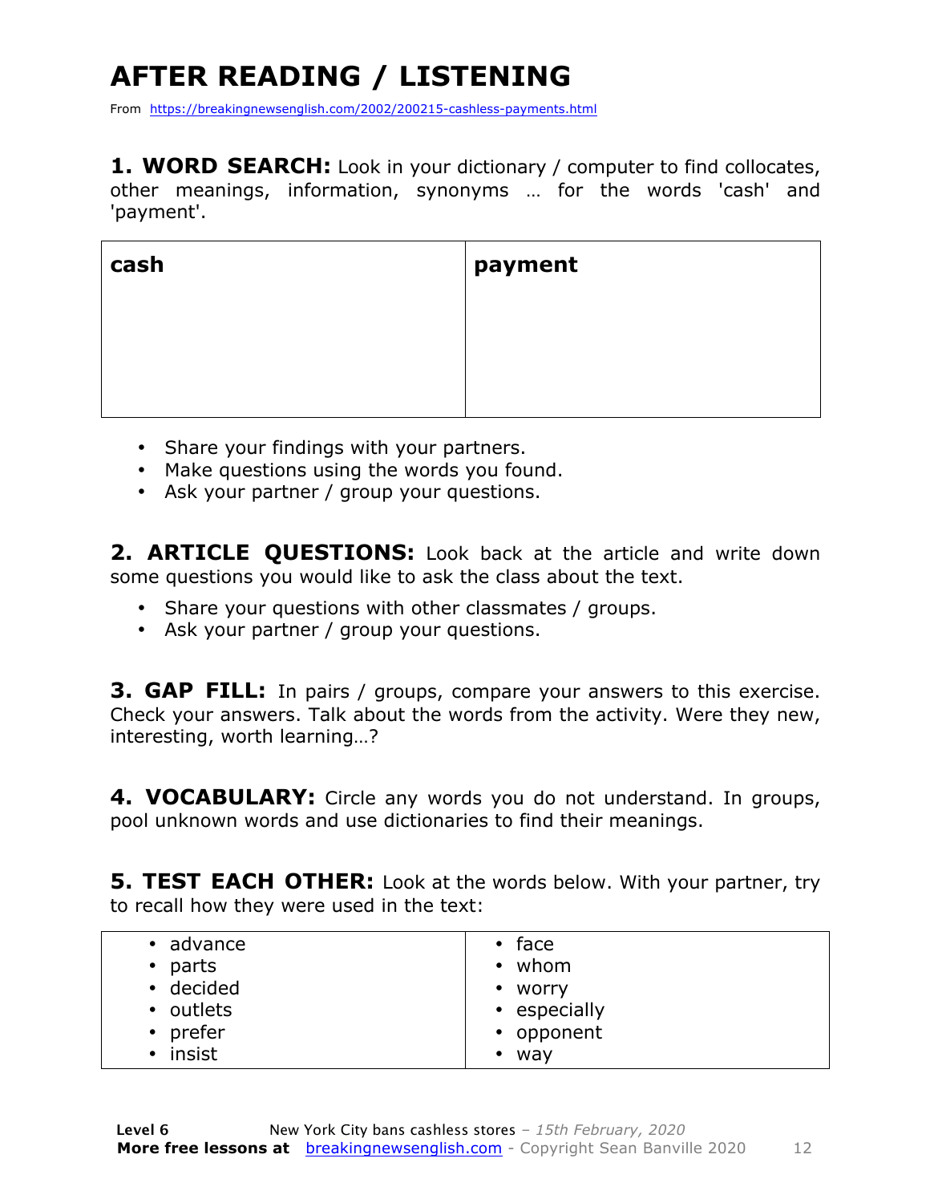# AFTER READING / LISTENING

From https://breakingnewsenglish.com/2002/200215-cashless-payments.html

**1. WORD SEARCH:** Look in your dictionary / computer to find collocates, other meanings, information, synonyms … for the words 'cash' and 'payment'.

| cash | payment |
|---|---|
| | |

- Share your findings with your partners.
- Make questions using the words you found.
- Ask your partner / group your questions.

**2. ARTICLE QUESTIONS:** Look back at the article and write down some questions you would like to ask the class about the text.

- Share your questions with other classmates / groups.
- Ask your partner / group your questions.

**3. GAP FILL:** In pairs / groups, compare your answers to this exercise. Check your answers. Talk about the words from the activity. Were they new, interesting, worth learning…?

**4. VOCABULARY:** Circle any words you do not understand. In groups, pool unknown words and use dictionaries to find their meanings.

**5. TEST EACH OTHER:** Look at the words below. With your partner, try to recall how they were used in the text:

| | |
|---|---|
| • advance<br>• parts<br>• decided<br>• outlets<br>• prefer<br>• insist | • face<br>• whom<br>• worry<br>• especially<br>• opponent<br>• way |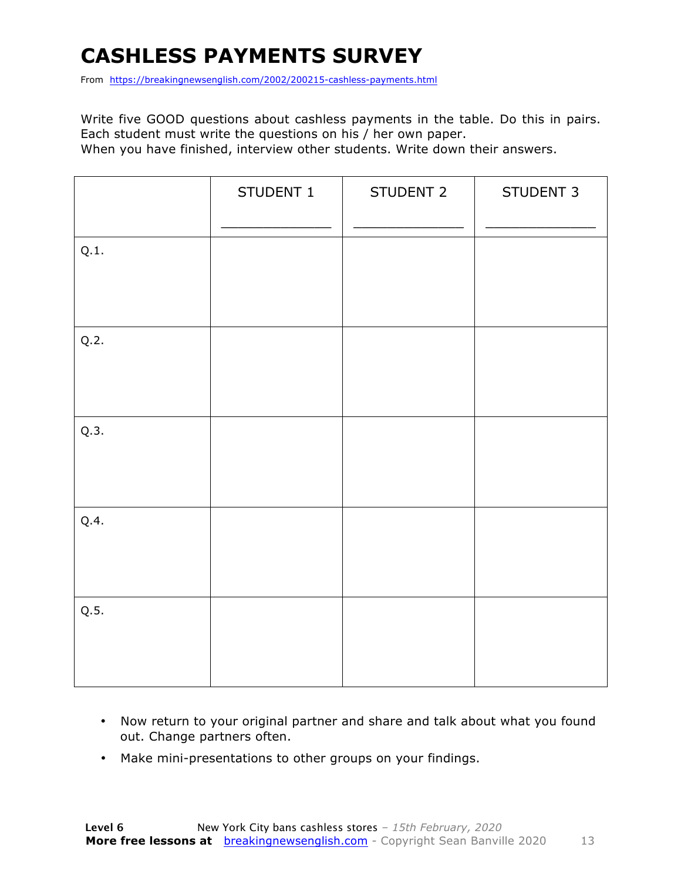# CASHLESS PAYMENTS SURVEY

From https://breakingnewsenglish.com/2002/200215-cashless-payments.html

Write five GOOD questions about cashless payments in the table. Do this in pairs. Each student must write the questions on his / her own paper.
When you have finished, interview other students. Write down their answers.

| | STUDENT 1<br>_____________ | STUDENT 2<br>_____________ | STUDENT 3<br>_____________ |
|---|---|---|---|
| Q.1. | | | |
| Q.2. | | | |
| Q.3. | | | |
| Q.4. | | | |
| Q.5. | | | |

- Now return to your original partner and share and talk about what you found out. Change partners often.
- Make mini-presentations to other groups on your findings.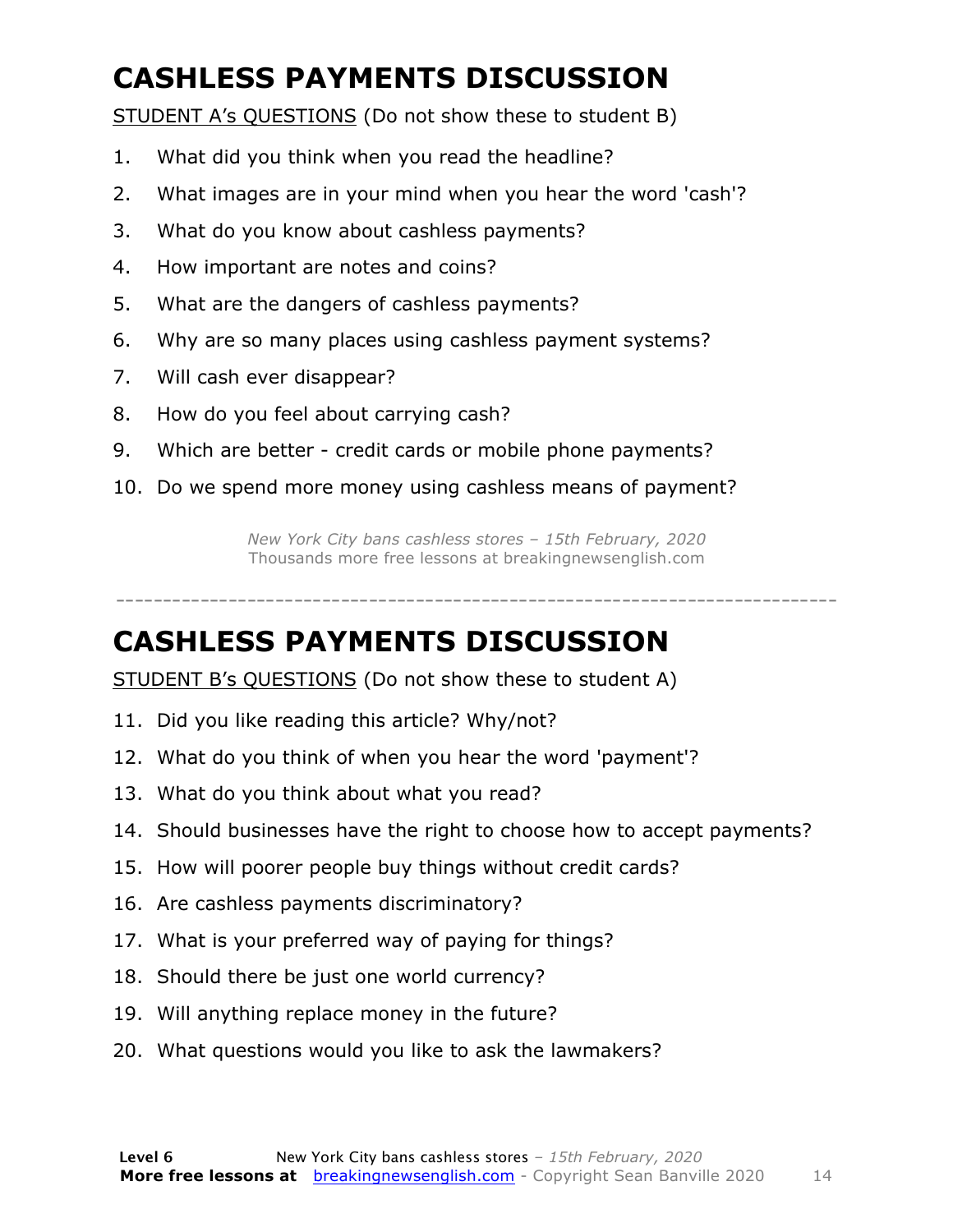# CASHLESS PAYMENTS DISCUSSION

STUDENT A's QUESTIONS (Do not show these to student B)

1. What did you think when you read the headline?
2. What images are in your mind when you hear the word 'cash'?
3. What do you know about cashless payments?
4. How important are notes and coins?
5. What are the dangers of cashless payments?
6. Why are so many places using cashless payment systems?
7. Will cash ever disappear?
8. How do you feel about carrying cash?
9. Which are better - credit cards or mobile phone payments?
10. Do we spend more money using cashless means of payment?

*New York City bans cashless stores – 15th February, 2020*
Thousands more free lessons at breakingnewsenglish.com

---

# CASHLESS PAYMENTS DISCUSSION

STUDENT B's QUESTIONS (Do not show these to student A)

11. Did you like reading this article? Why/not?
12. What do you think of when you hear the word 'payment'?
13. What do you think about what you read?
14. Should businesses have the right to choose how to accept payments?
15. How will poorer people buy things without credit cards?
16. Are cashless payments discriminatory?
17. What is your preferred way of paying for things?
18. Should there be just one world currency?
19. Will anything replace money in the future?
20. What questions would you like to ask the lawmakers?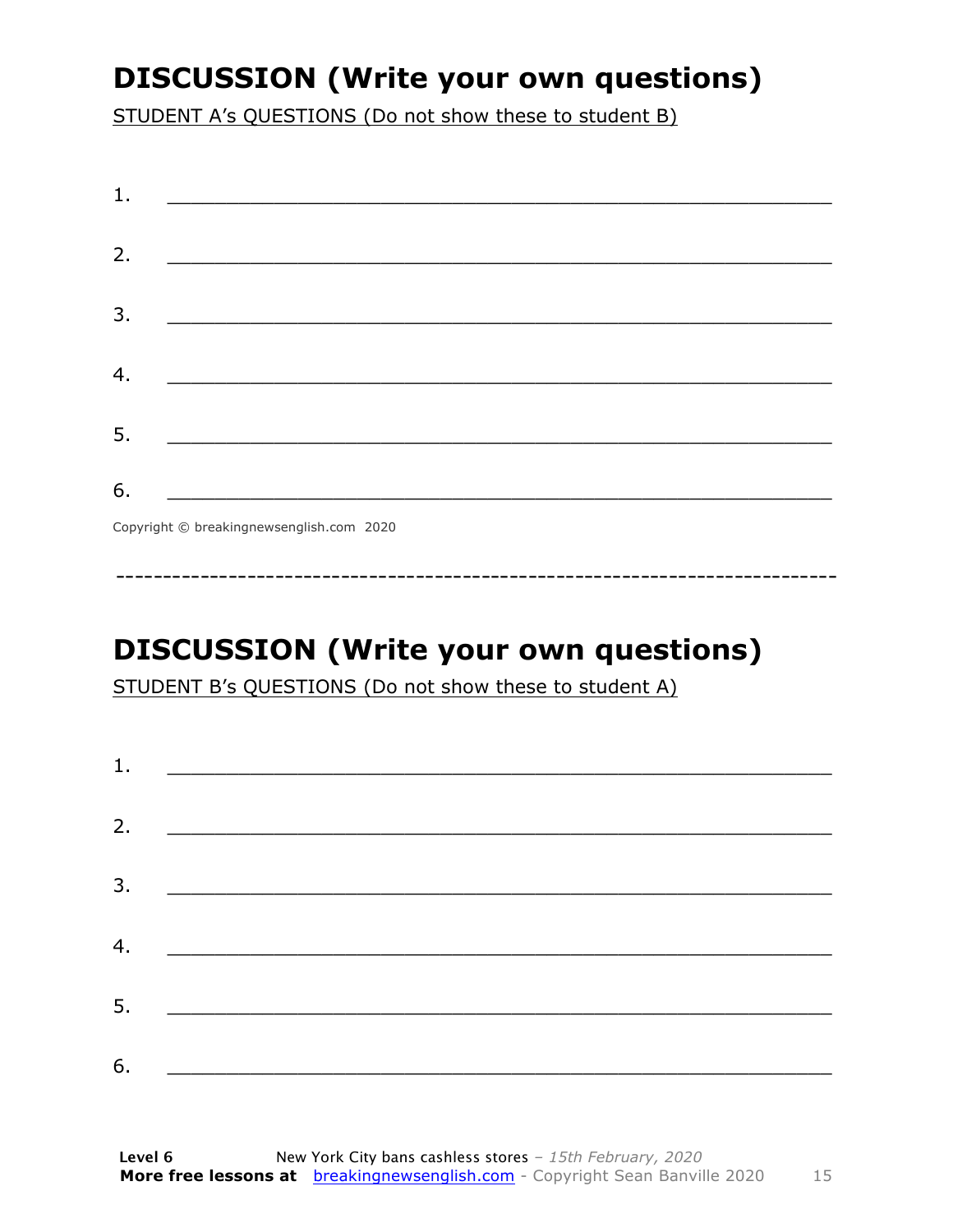# DISCUSSION (Write your own questions)

STUDENT A's QUESTIONS (Do not show these to student B)

1. ___________________________________________________________

2. ___________________________________________________________

3. ___________________________________________________________

4. ___________________________________________________________

5. ___________________________________________________________

6. ___________________________________________________________

Copyright © breakingnewsenglish.com 2020

---

# DISCUSSION (Write your own questions)

STUDENT B's QUESTIONS (Do not show these to student A)

1. ___________________________________________________________

2. ___________________________________________________________

3. ___________________________________________________________

4. ___________________________________________________________

5. ___________________________________________________________

6. ___________________________________________________________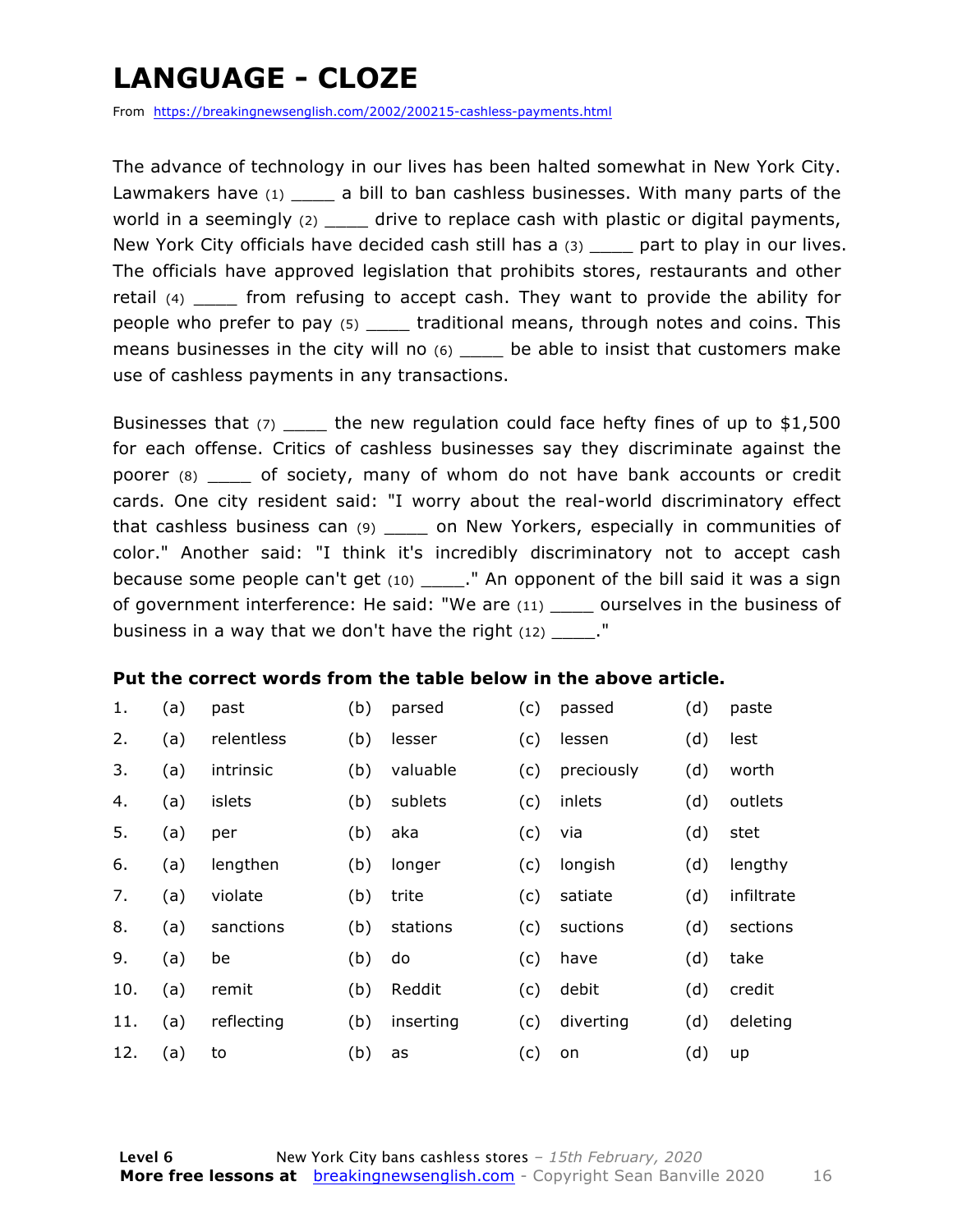# LANGUAGE - CLOZE

From https://breakingnewsenglish.com/2002/200215-cashless-payments.html

The advance of technology in our lives has been halted somewhat in New York City. Lawmakers have (1) ____ a bill to ban cashless businesses. With many parts of the world in a seemingly (2) ____ drive to replace cash with plastic or digital payments, New York City officials have decided cash still has a (3) ____ part to play in our lives. The officials have approved legislation that prohibits stores, restaurants and other retail (4) ____ from refusing to accept cash. They want to provide the ability for people who prefer to pay (5) ____ traditional means, through notes and coins. This means businesses in the city will no (6) ____ be able to insist that customers make use of cashless payments in any transactions.

Businesses that (7) ____ the new regulation could face hefty fines of up to $1,500 for each offense. Critics of cashless businesses say they discriminate against the poorer (8) ____ of society, many of whom do not have bank accounts or credit cards. One city resident said: "I worry about the real-world discriminatory effect that cashless business can (9) ____ on New Yorkers, especially in communities of color." Another said: "I think it's incredibly discriminatory not to accept cash because some people can't get (10) ____." An opponent of the bill said it was a sign of government interference: He said: "We are (11) ____ ourselves in the business of business in a way that we don't have the right (12) ____."

**Put the correct words from the table below in the above article.**

| | | | | | | | | |
|---|---|---|---|---|---|---|---|---|
| 1. | (a) | past | (b) | parsed | (c) | passed | (d) | paste |
| 2. | (a) | relentless | (b) | lesser | (c) | lessen | (d) | lest |
| 3. | (a) | intrinsic | (b) | valuable | (c) | preciously | (d) | worth |
| 4. | (a) | islets | (b) | sublets | (c) | inlets | (d) | outlets |
| 5. | (a) | per | (b) | aka | (c) | via | (d) | stet |
| 6. | (a) | lengthen | (b) | longer | (c) | longish | (d) | lengthy |
| 7. | (a) | violate | (b) | trite | (c) | satiate | (d) | infiltrate |
| 8. | (a) | sanctions | (b) | stations | (c) | suctions | (d) | sections |
| 9. | (a) | be | (b) | do | (c) | have | (d) | take |
| 10. | (a) | remit | (b) | Reddit | (c) | debit | (d) | credit |
| 11. | (a) | reflecting | (b) | inserting | (c) | diverting | (d) | deleting |
| 12. | (a) | to | (b) | as | (c) | on | (d) | up |

**Level 6** New York City bans cashless stores – *15th February, 2020*
**More free lessons at** breakingnewsenglish.com - Copyright Sean Banville 2020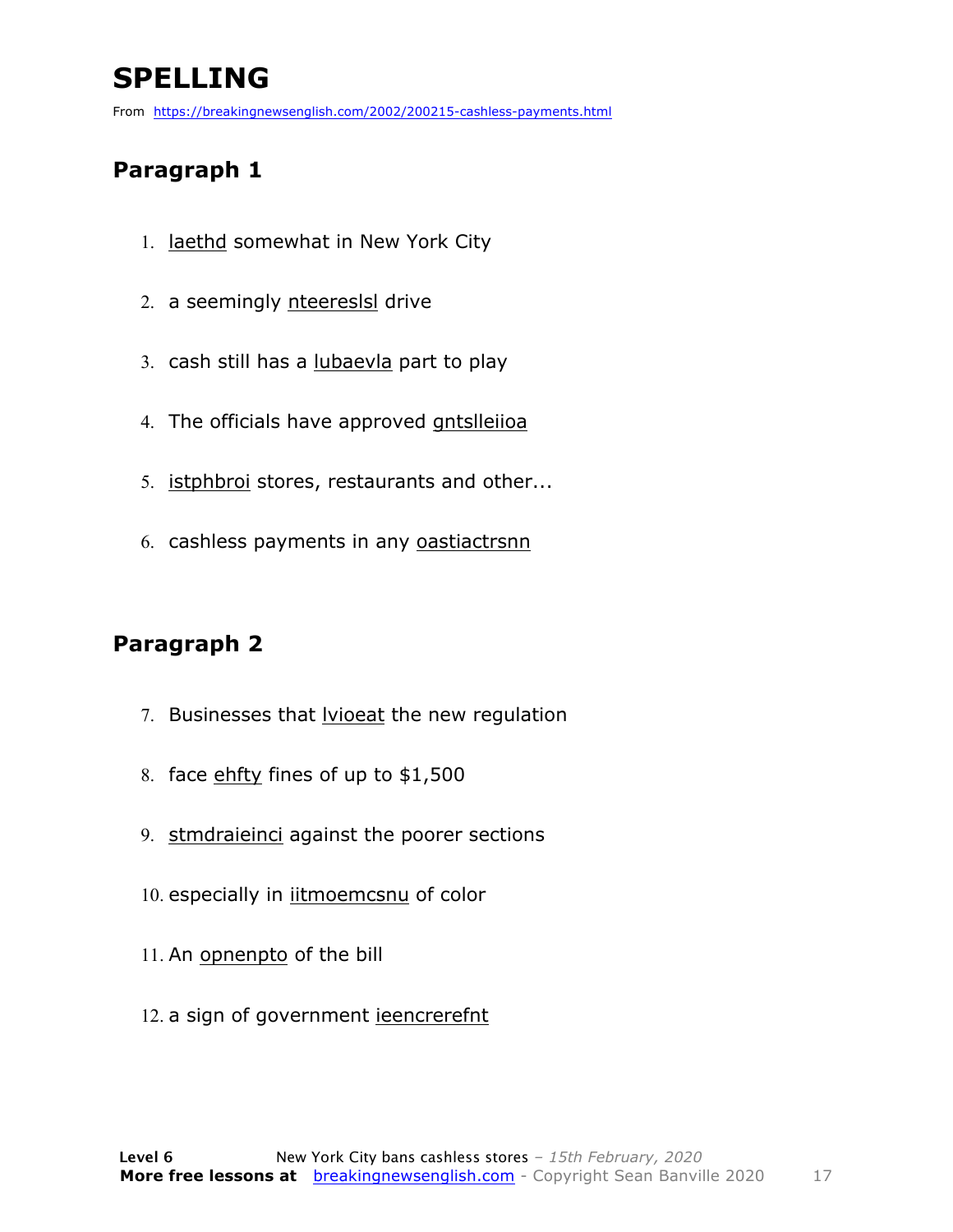# SPELLING

From https://breakingnewsenglish.com/2002/200215-cashless-payments.html

## Paragraph 1

1. laethd somewhat in New York City
2. a seemingly nteereslsl drive
3. cash still has a lubaevla part to play
4. The officials have approved gntslleiioa
5. istphbroi stores, restaurants and other...
6. cashless payments in any oastiactrsnn

## Paragraph 2

7. Businesses that lvioeat the new regulation
8. face ehfty fines of up to $1,500
9. stmdraieinci against the poorer sections
10. especially in iitmoemcsnu of color
11. An opnenpto of the bill
12. a sign of government ieencrerefnt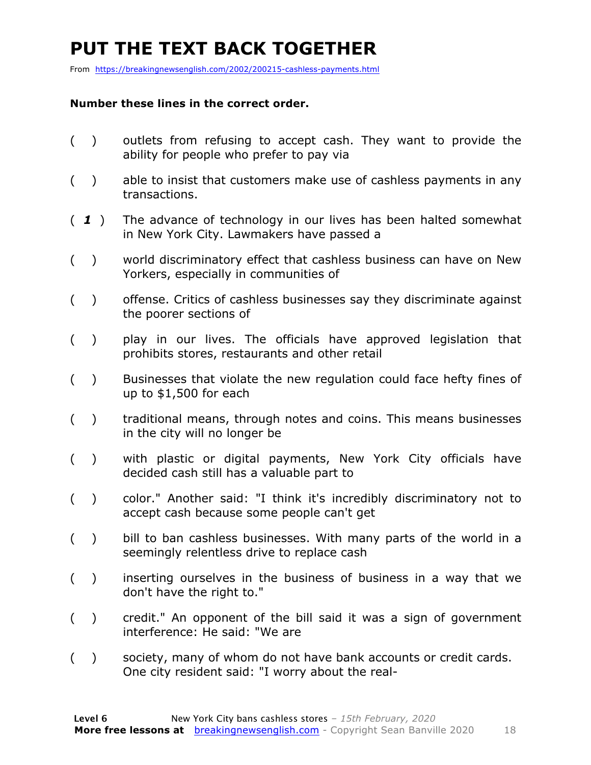# PUT THE TEXT BACK TOGETHER

From https://breakingnewsenglish.com/2002/200215-cashless-payments.html

**Number these lines in the correct order.**

( ) outlets from refusing to accept cash. They want to provide the ability for people who prefer to pay via

( ) able to insist that customers make use of cashless payments in any transactions.

( ***1*** ) The advance of technology in our lives has been halted somewhat in New York City. Lawmakers have passed a

( ) world discriminatory effect that cashless business can have on New Yorkers, especially in communities of

( ) offense. Critics of cashless businesses say they discriminate against the poorer sections of

( ) play in our lives. The officials have approved legislation that prohibits stores, restaurants and other retail

( ) Businesses that violate the new regulation could face hefty fines of up to $1,500 for each

( ) traditional means, through notes and coins. This means businesses in the city will no longer be

( ) with plastic or digital payments, New York City officials have decided cash still has a valuable part to

( ) color." Another said: "I think it's incredibly discriminatory not to accept cash because some people can't get

( ) bill to ban cashless businesses. With many parts of the world in a seemingly relentless drive to replace cash

( ) inserting ourselves in the business of business in a way that we don't have the right to."

( ) credit." An opponent of the bill said it was a sign of government interference: He said: "We are

( ) society, many of whom do not have bank accounts or credit cards. One city resident said: "I worry about the real-

**Level 6** New York City bans cashless stores – *15th February, 2020*
**More free lessons at** breakingnewsenglish.com - Copyright Sean Banville 2020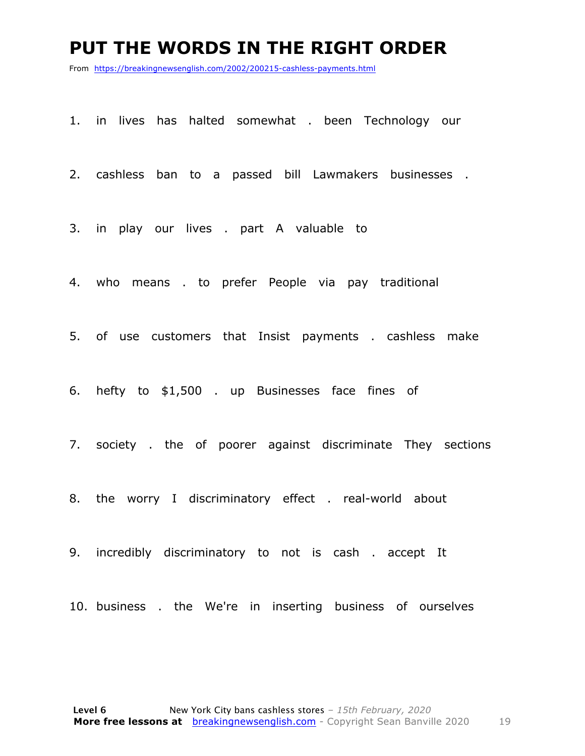# PUT THE WORDS IN THE RIGHT ORDER

From https://breakingnewsenglish.com/2002/200215-cashless-payments.html

1. in lives has halted somewhat . been Technology our

2. cashless ban to a passed bill Lawmakers businesses .

3. in play our lives . part A valuable to

4. who means . to prefer People via pay traditional

5. of use customers that Insist payments . cashless make

6. hefty to $1,500 . up Businesses face fines of

7. society . the of poorer against discriminate They sections

8. the worry I discriminatory effect . real-world about

9. incredibly discriminatory to not is cash . accept It

10. business . the We're in inserting business of ourselves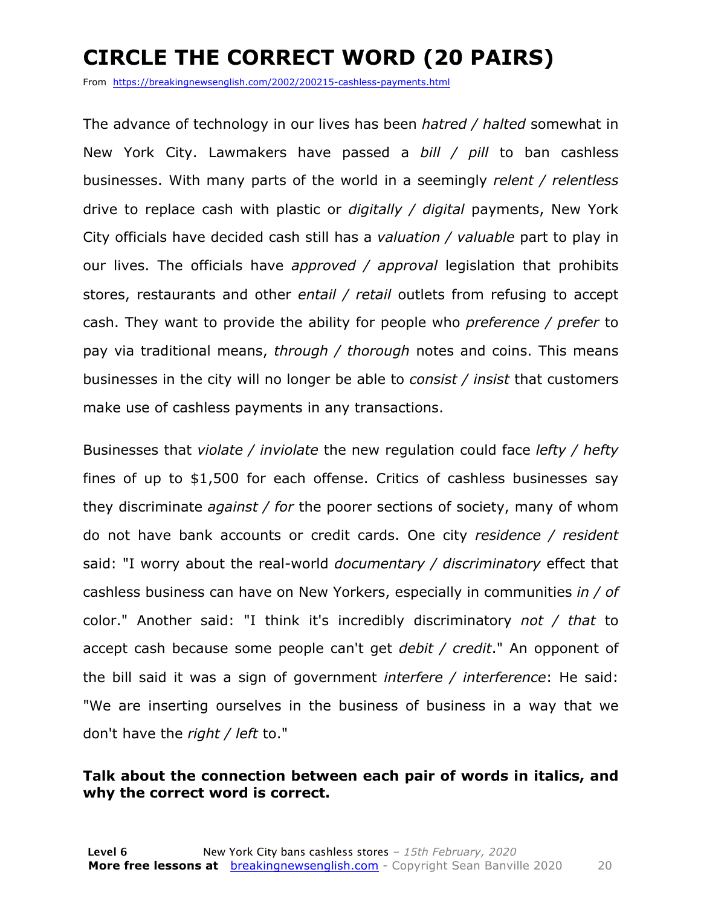# CIRCLE THE CORRECT WORD (20 PAIRS)

From https://breakingnewsenglish.com/2002/200215-cashless-payments.html

The advance of technology in our lives has been *hatred / halted* somewhat in New York City. Lawmakers have passed a *bill / pill* to ban cashless businesses. With many parts of the world in a seemingly *relent / relentless* drive to replace cash with plastic or *digitally / digital* payments, New York City officials have decided cash still has a *valuation / valuable* part to play in our lives. The officials have *approved / approval* legislation that prohibits stores, restaurants and other *entail / retail* outlets from refusing to accept cash. They want to provide the ability for people who *preference / prefer* to pay via traditional means, *through / thorough* notes and coins. This means businesses in the city will no longer be able to *consist / insist* that customers make use of cashless payments in any transactions.

Businesses that *violate / inviolate* the new regulation could face *lefty / hefty* fines of up to $1,500 for each offense. Critics of cashless businesses say they discriminate *against / for* the poorer sections of society, many of whom do not have bank accounts or credit cards. One city *residence / resident* said: "I worry about the real-world *documentary / discriminatory* effect that cashless business can have on New Yorkers, especially in communities *in / of* color." Another said: "I think it's incredibly discriminatory *not / that* to accept cash because some people can't get *debit / credit*." An opponent of the bill said it was a sign of government *interfere / interference*: He said: "We are inserting ourselves in the business of business in a way that we don't have the *right / left* to."

**Talk about the connection between each pair of words in italics, and why the correct word is correct.**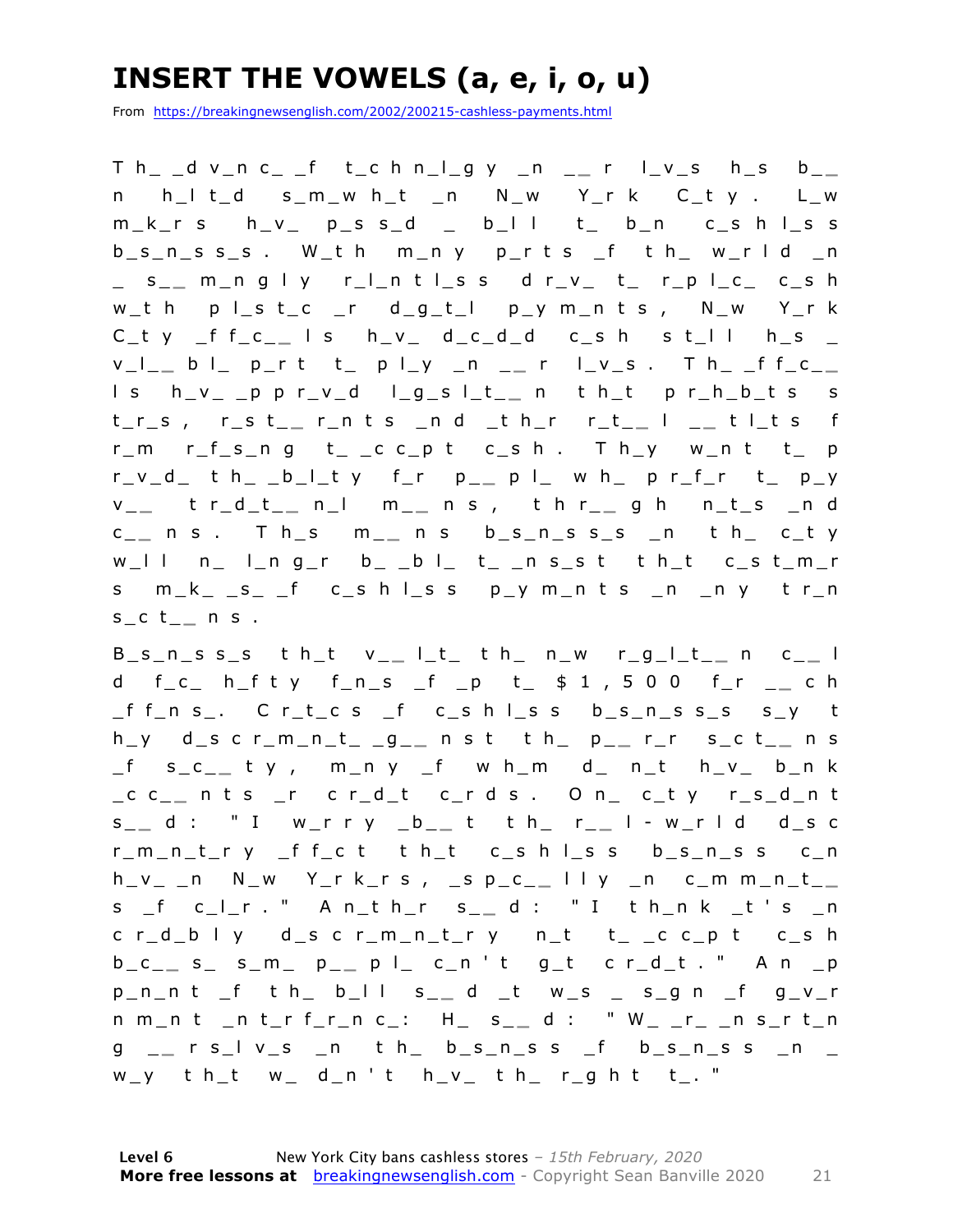# INSERT THE VOWELS (a, e, i, o, u)

From https://breakingnewsenglish.com/2002/200215-cashless-payments.html

Th_ _dv_nc_ _f t_chn_l_gy _n __r l_v_s h_s b__n h_lt_d s_m_wh_t _n N_w Y_rk C_ty. L_w m_k_rs h_v_ p_ss_d _ b_ll t_ b_n c_shl_ss b_s_n_ss_s. W_th m_ny p_rts _f th_ w_rld _n _ s__m_ngly r_l_ntl_ss dr_v_ t_ r_pl_c_ c_sh w_th pl_st_c _r d_g_t_l p_ym_nts, N_w Y_rk C_ty _ff_c__ls h_v_ d_c_d_d c_sh st_ll h_s _ v_l__bl_ p_rt t_ pl_y _n __r l_v_s. Th_ _ff_c__ls h_v_ _ppr_v_d l_g_sl_t__n th_t pr_h_b_ts st_r_s, r_st__r_nts _nd _th_r r_t__l __tl_ts fr_m r_f_s_ng t_ _cc_pt c_sh. Th_y w_nt t_ pr_v_d_ th_ _b_l_ty f_r p__pl_ wh_ pr_f_r t_ p_y v__ tr_d_t__n_l m__ns, thr__gh n_t_s _nd c__ns. Th_s m__ns b_s_n_ss_s _n th_ c_ty w_ll n_ l_ng_r b_ _bl_ t_ _ns_st th_t c_st_m_rs m_k_ _s_ _f c_shl_ss p_ym_nts _n _ny tr_ns_ct__ns.

B_s_n_ss_s th_t v__l_t_ th_ n_w r_g_l_t__n c__ld f_c_ h_fty f_n_s _f _p t_ $1,500 f_r __ch _ff_ns_. Cr_t_cs _f c_shl_ss b_s_n_ss_s s_y th_y d_scr_m_n_t_ _g__nst th_ p__r_r s_ct__ns _f s_c__ty, m_ny _f wh_m d_ n_t h_v_ b_nk _cc__nts _r cr_d_t c_rds. On_ c_ty r_s_d_nt s__d: "I w_rry _b__t th_ r__l-w_rld d_scr_m_n_t_ry _ff_ct th_t c_shl_ss b_s_n_ss c_n h_v_ _n N_w Y_rk_rs, _sp_c__lly _n c_mm_n_t__s _f c_l_r." An_th_r s__d: "I th_nk _t's _ncr_d_bly d_scr_m_n_t_ry n_t t_ _cc_pt c_sh b_c__s_ s_m_ p__pl_ c_n't g_t cr_d_t." An _pp_n_nt _f th_ b_ll s__d _t w_s _ s_gn _f g_v_rnm_nt _nt_rf_r_nc_: H_ s__d: "W_ _r_ _ns_rt_ng __rs_lv_s _n th_ b_s_n_ss _f b_s_n_ss _n _ w_y th_t w_ d_n't h_v_ th_ r_ght t_."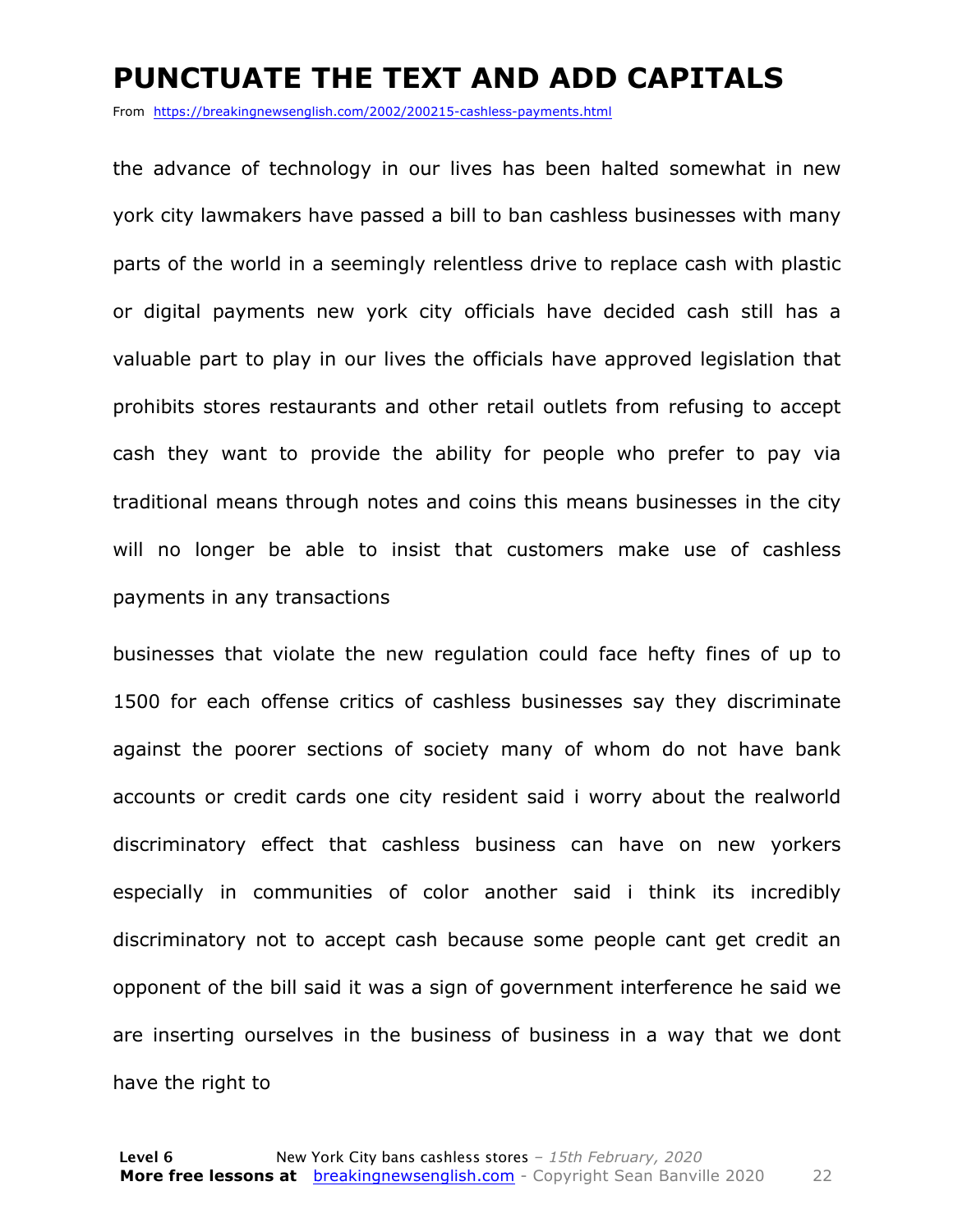# PUNCTUATE THE TEXT AND ADD CAPITALS

From https://breakingnewsenglish.com/2002/200215-cashless-payments.html

the advance of technology in our lives has been halted somewhat in new york city lawmakers have passed a bill to ban cashless businesses with many parts of the world in a seemingly relentless drive to replace cash with plastic or digital payments new york city officials have decided cash still has a valuable part to play in our lives the officials have approved legislation that prohibits stores restaurants and other retail outlets from refusing to accept cash they want to provide the ability for people who prefer to pay via traditional means through notes and coins this means businesses in the city will no longer be able to insist that customers make use of cashless payments in any transactions

businesses that violate the new regulation could face hefty fines of up to 1500 for each offense critics of cashless businesses say they discriminate against the poorer sections of society many of whom do not have bank accounts or credit cards one city resident said i worry about the realworld discriminatory effect that cashless business can have on new yorkers especially in communities of color another said i think its incredibly discriminatory not to accept cash because some people cant get credit an opponent of the bill said it was a sign of government interference he said we are inserting ourselves in the business of business in a way that we dont have the right to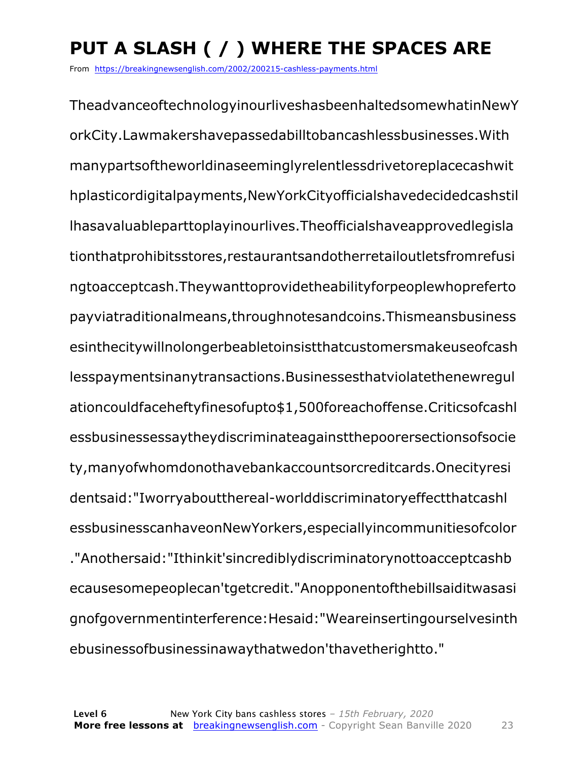# PUT A SLASH ( / ) WHERE THE SPACES ARE

From https://breakingnewsenglish.com/2002/200215-cashless-payments.html

TheadvanceoftechnologyinourliveshasbeenhaltedsomewhatinNewY orkCity.Lawmakershavepassedabilltobancashlessbusinesses.With manypartsoftheworldinaseeminglyrelentlessdrivetoreplacecashwit hplasticordigitalpayments,NewYorkCityofficialshavedecidedcashstil lhasavaluableparttoplayinourlives.Theofficialshaveapprovedlegisla tionthatprohibitsstores,restaurantsandotherretailoutletsfromrefusi ngtoacceptcash.Theywanttoprovidetheabilityforpeoplewhoprefertо payviatraditionalmeans,throughnotesandcoins.Thismeansbusiness esinthecitywillnolongerbeabletoinsistthatcustomersmakeuseofcash lesspaymentsinanytransactions.Businessesthatviolatethenewregul ationcouldfaceheftyfinesofupto$1,500foreachoffense.Criticsofcashl essbusinessessaytheydiscriminateagainstthepoorersectionsofsocie ty,manyofwhomdonothavebankaccountsorcreditcards.Onecityresi dentsaid:"Iworryaboutthereal-worlddiscriminatoryeffectthatcashl essbusinessescanhaveonNewYorkers,especiallyincommunitiesofcolor ."Anothersaid:"Ithinkit'sincrediblydiscriminatorynottoacceptcashb ecausesomepeoplecan'tgetcredit."Anopponentofthebillsaiditwasasi gnofgovernmentinterference:Hesaid:"Weareinsertingourselvesinth ebusinessofbusinessinawaythatwedon'thavetherightto."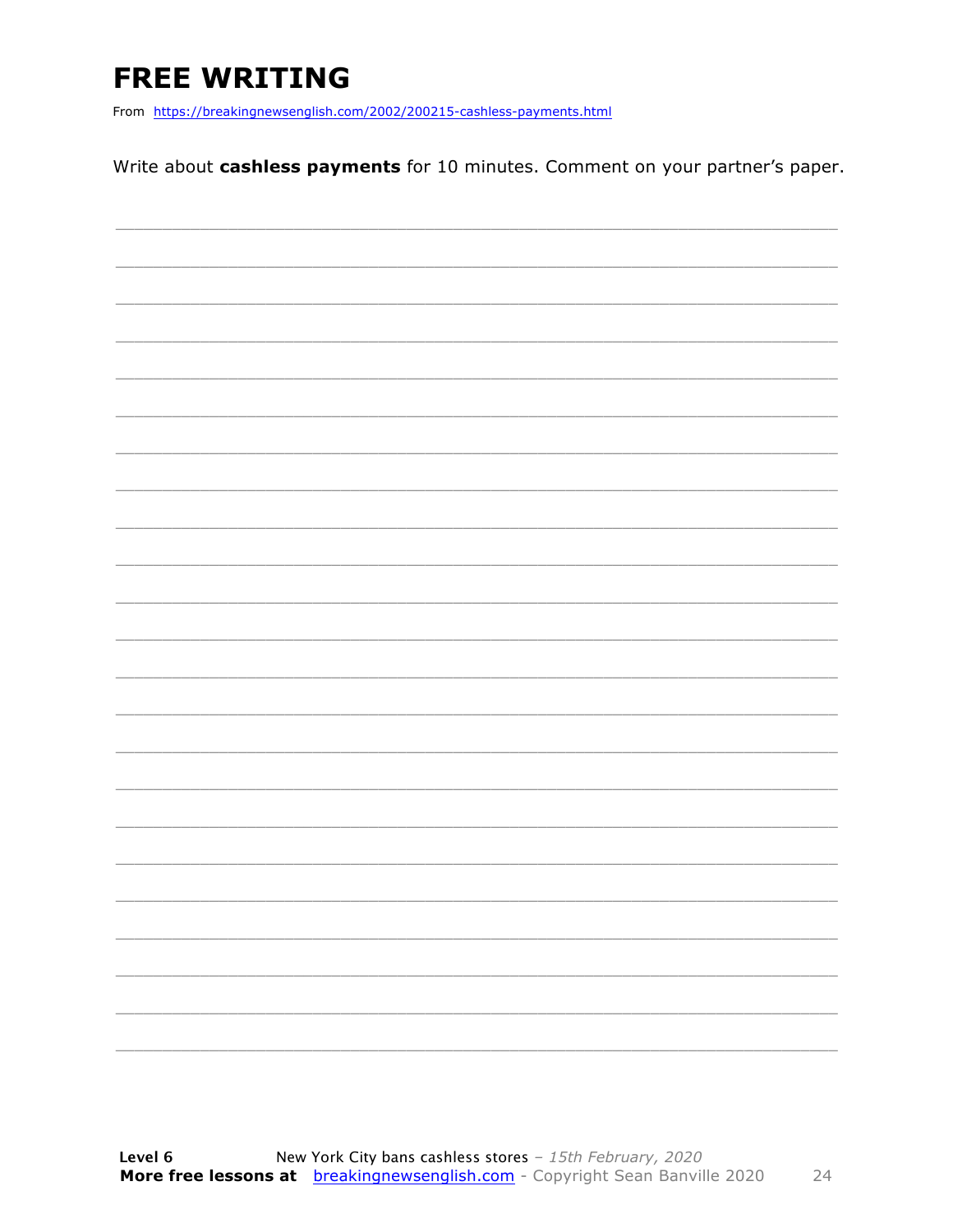# FREE WRITING

From https://breakingnewsenglish.com/2002/200215-cashless-payments.html

Write about **cashless payments** for 10 minutes. Comment on your partner's paper.

___________________________________________________________________________

___________________________________________________________________________

___________________________________________________________________________

___________________________________________________________________________

___________________________________________________________________________

___________________________________________________________________________

___________________________________________________________________________

___________________________________________________________________________

___________________________________________________________________________

___________________________________________________________________________

___________________________________________________________________________

___________________________________________________________________________

___________________________________________________________________________

___________________________________________________________________________

___________________________________________________________________________

___________________________________________________________________________

___________________________________________________________________________

___________________________________________________________________________

___________________________________________________________________________

___________________________________________________________________________

___________________________________________________________________________

___________________________________________________________________________

___________________________________________________________________________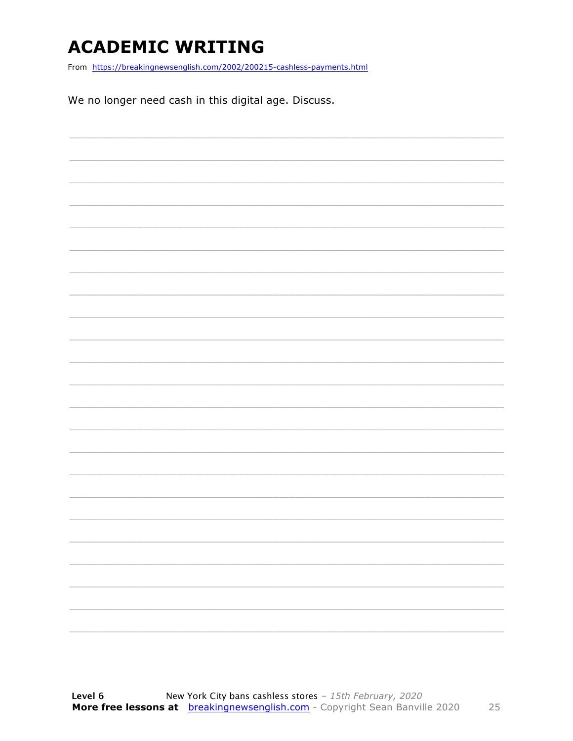# ACADEMIC WRITING

From https://breakingnewsenglish.com/2002/200215-cashless-payments.html

We no longer need cash in this digital age. Discuss.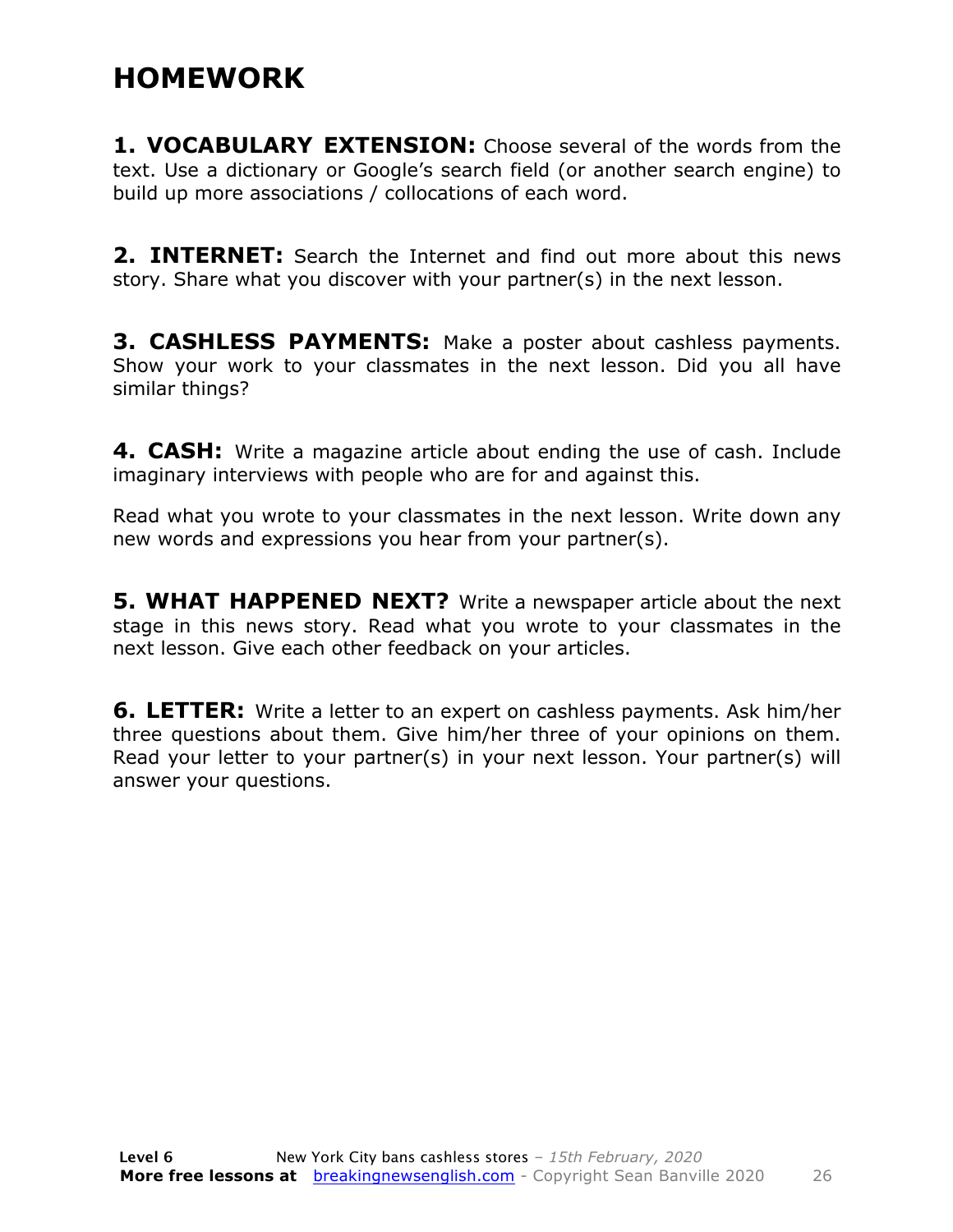# HOMEWORK

**1. VOCABULARY EXTENSION:** Choose several of the words from the text. Use a dictionary or Google's search field (or another search engine) to build up more associations / collocations of each word.

**2. INTERNET:** Search the Internet and find out more about this news story. Share what you discover with your partner(s) in the next lesson.

**3. CASHLESS PAYMENTS:** Make a poster about cashless payments. Show your work to your classmates in the next lesson. Did you all have similar things?

**4. CASH:** Write a magazine article about ending the use of cash. Include imaginary interviews with people who are for and against this.

Read what you wrote to your classmates in the next lesson. Write down any new words and expressions you hear from your partner(s).

**5. WHAT HAPPENED NEXT?** Write a newspaper article about the next stage in this news story. Read what you wrote to your classmates in the next lesson. Give each other feedback on your articles.

**6. LETTER:** Write a letter to an expert on cashless payments. Ask him/her three questions about them. Give him/her three of your opinions on them. Read your letter to your partner(s) in your next lesson. Your partner(s) will answer your questions.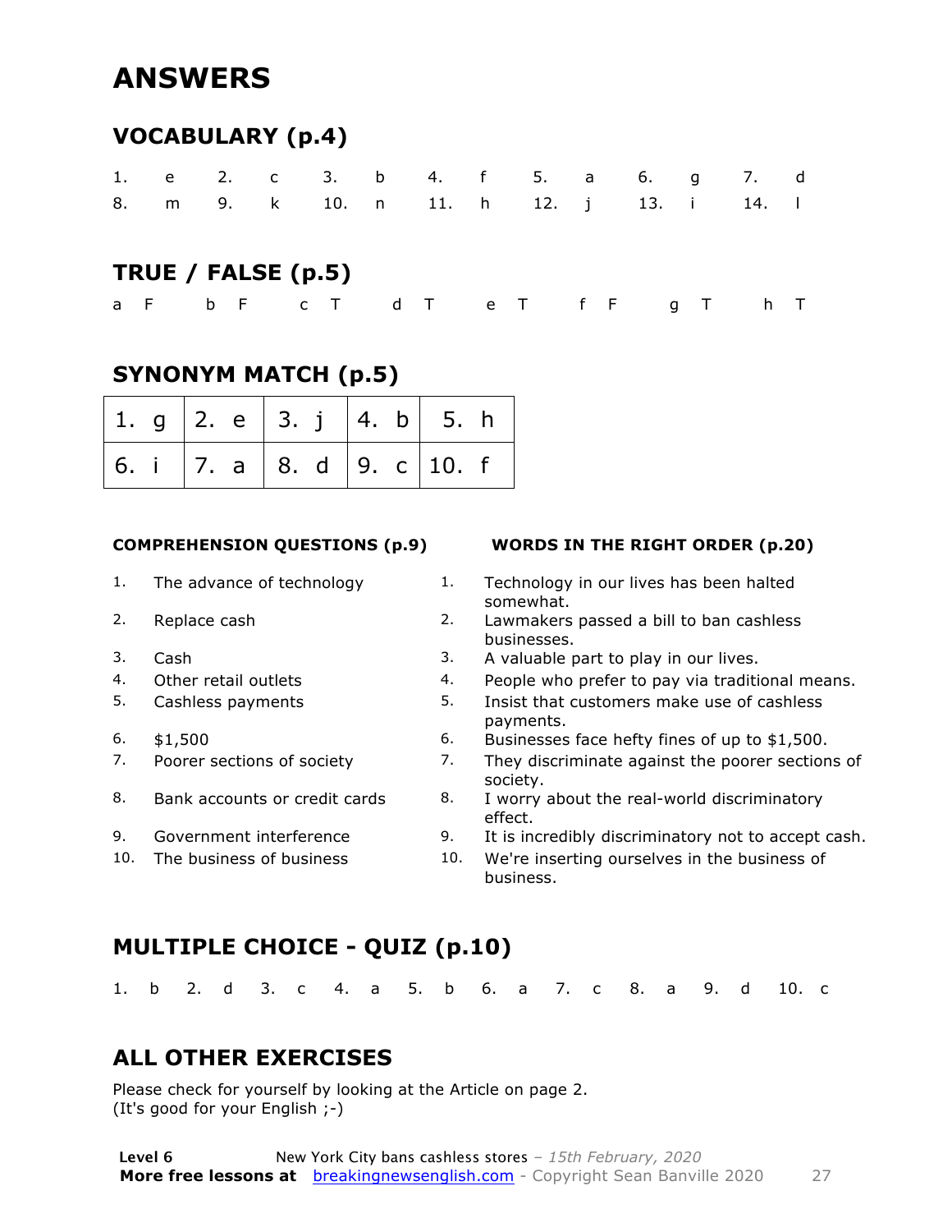# ANSWERS

## VOCABULARY (p.4)

| | | | | | | | | | | | | | |
|---|---|---|---|---|---|---|---|---|---|---|---|---|---|
| 1. | e | 2. | c | 3. | b | 4. | f | 5. | a | 6. | g | 7. | d |
| 8. | m | 9. | k | 10. | n | 11. | h | 12. | j | 13. | i | 14. | l |

## TRUE / FALSE (p.5)

a F    b F    c T    d T    e T    f F    g T    h T

## SYNONYM MATCH (p.5)

| | | | | |
|---|---|---|---|---|
| 1. g | 2. e | 3. j | 4. b | 5. h |
| 6. i | 7. a | 8. d | 9. c | 10. f |

### COMPREHENSION QUESTIONS (p.9)

1. The advance of technology
2. Replace cash
3. Cash
4. Other retail outlets
5. Cashless payments
6. $1,500
7. Poorer sections of society
8. Bank accounts or credit cards
9. Government interference
10. The business of business

### WORDS IN THE RIGHT ORDER (p.20)

1. Technology in our lives has been halted somewhat.
2. Lawmakers passed a bill to ban cashless businesses.
3. A valuable part to play in our lives.
4. People who prefer to pay via traditional means.
5. Insist that customers make use of cashless payments.
6. Businesses face hefty fines of up to $1,500.
7. They discriminate against the poorer sections of society.
8. I worry about the real-world discriminatory effect.
9. It is incredibly discriminatory not to accept cash.
10. We're inserting ourselves in the business of business.

## MULTIPLE CHOICE - QUIZ (p.10)

1. b    2. d    3. c    4. a    5. b    6. a    7. c    8. a    9. d    10. c

## ALL OTHER EXERCISES

Please check for yourself by looking at the Article on page 2.
(It's good for your English ;-)